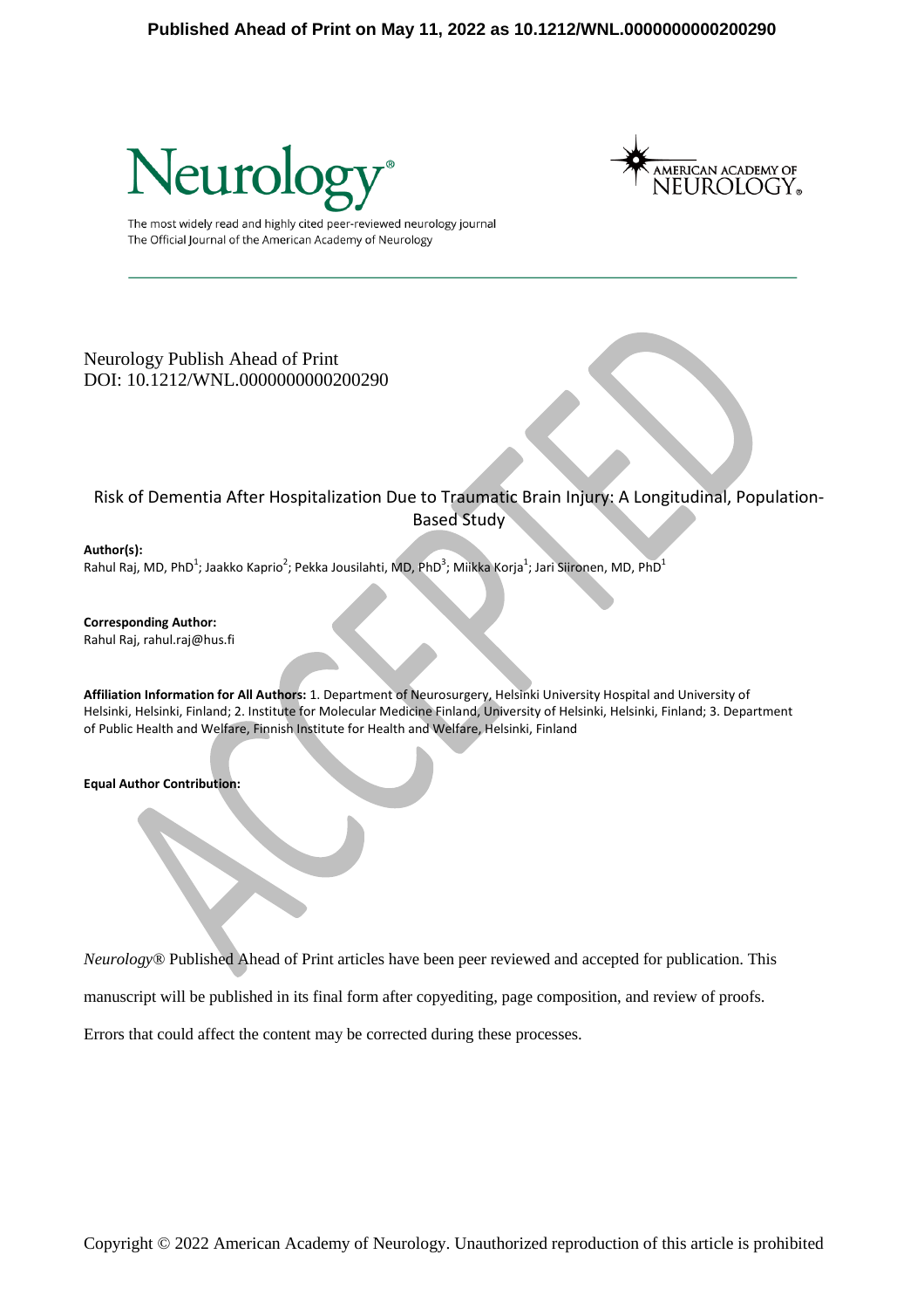Published Ahead of Print on May 11, 2022 as 10.1212/WNL.0000000000200290

Neurology Publish Ahead of Print
DOI: 10.1212/WNL.0000000000200290

# Risk of Dementia After Hospitalization Due to Traumatic Brain Injury: A Longitudinal, Population-Based Study

**Author(s):**
Rahul Raj, MD, PhD[1]; Jaakko Kaprio[2]; Pekka Jousilahti, MD, PhD[3]; Miikka Korja[1]; Jari Siironen, MD, PhD[1]

**Corresponding Author:**
Rahul Raj, rahul.raj@hus.fi

**Affiliation Information for All Authors:** 1. Department of Neurosurgery, Helsinki University Hospital and University of Helsinki, Helsinki, Finland; 2. Institute for Molecular Medicine Finland, University of Helsinki, Helsinki, Finland; 3. Department of Public Health and Welfare, Finnish Institute for Health and Welfare, Helsinki, Finland

**Equal Author Contribution:**

*Neurology*® Published Ahead of Print articles have been peer reviewed and accepted for publication. This manuscript will be published in its final form after copyediting, page composition, and review of proofs. Errors that could affect the content may be corrected during these processes.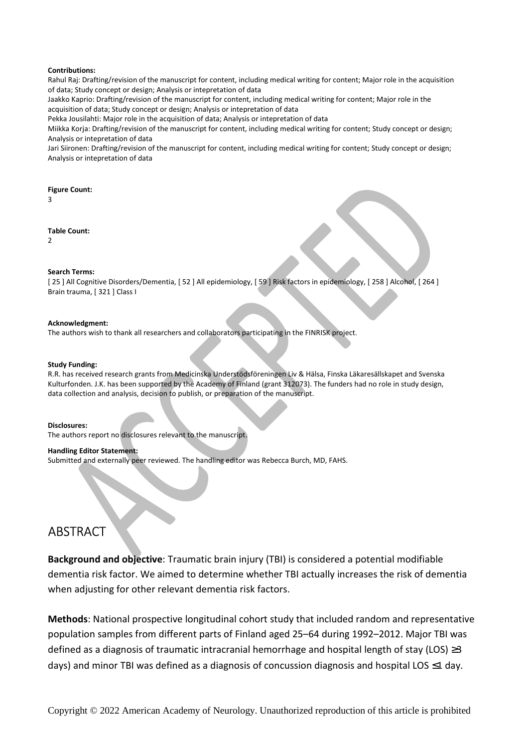**Contributions:**

Rahul Raj: Drafting/revision of the manuscript for content, including medical writing for content; Major role in the acquisition of data; Study concept or design; Analysis or intepretation of data

Jaakko Kaprio: Drafting/revision of the manuscript for content, including medical writing for content; Major role in the acquisition of data; Study concept or design; Analysis or intepretation of data

Pekka Jousilahti: Major role in the acquisition of data; Analysis or intepretation of data

Miikka Korja: Drafting/revision of the manuscript for content, including medical writing for content; Study concept or design; Analysis or intepretation of data

Jari Siironen: Drafting/revision of the manuscript for content, including medical writing for content; Study concept or design; Analysis or intepretation of data

**Figure Count:**

3

**Table Count:**

2

**Search Terms:**

[ 25 ] All Cognitive Disorders/Dementia, [ 52 ] All epidemiology, [ 59 ] Risk factors in epidemiology, [ 258 ] Alcohol, [ 264 ] Brain trauma, [ 321 ] Class I

**Acknowledgment:**

The authors wish to thank all researchers and collaborators participating in the FINRISK project.

**Study Funding:**

R.R. has received research grants from Medicinska Understödsföreningen Liv & Hälsa, Finska Läkaresällskapet and Svenska Kulturfonden. J.K. has been supported by the Academy of Finland (grant 312073). The funders had no role in study design, data collection and analysis, decision to publish, or preparation of the manuscript.

**Disclosures:**

The authors report no disclosures relevant to the manuscript.

**Handling Editor Statement:**

Submitted and externally peer reviewed. The handling editor was Rebecca Burch, MD, FAHS.

# ABSTRACT

**Background and objective**: Traumatic brain injury (TBI) is considered a potential modifiable dementia risk factor. We aimed to determine whether TBI actually increases the risk of dementia when adjusting for other relevant dementia risk factors.

**Methods**: National prospective longitudinal cohort study that included random and representative population samples from different parts of Finland aged 25–64 during 1992–2012. Major TBI was defined as a diagnosis of traumatic intracranial hemorrhage and hospital length of stay (LOS) ≥3 days) and minor TBI was defined as a diagnosis of concussion diagnosis and hospital LOS ≤1 day.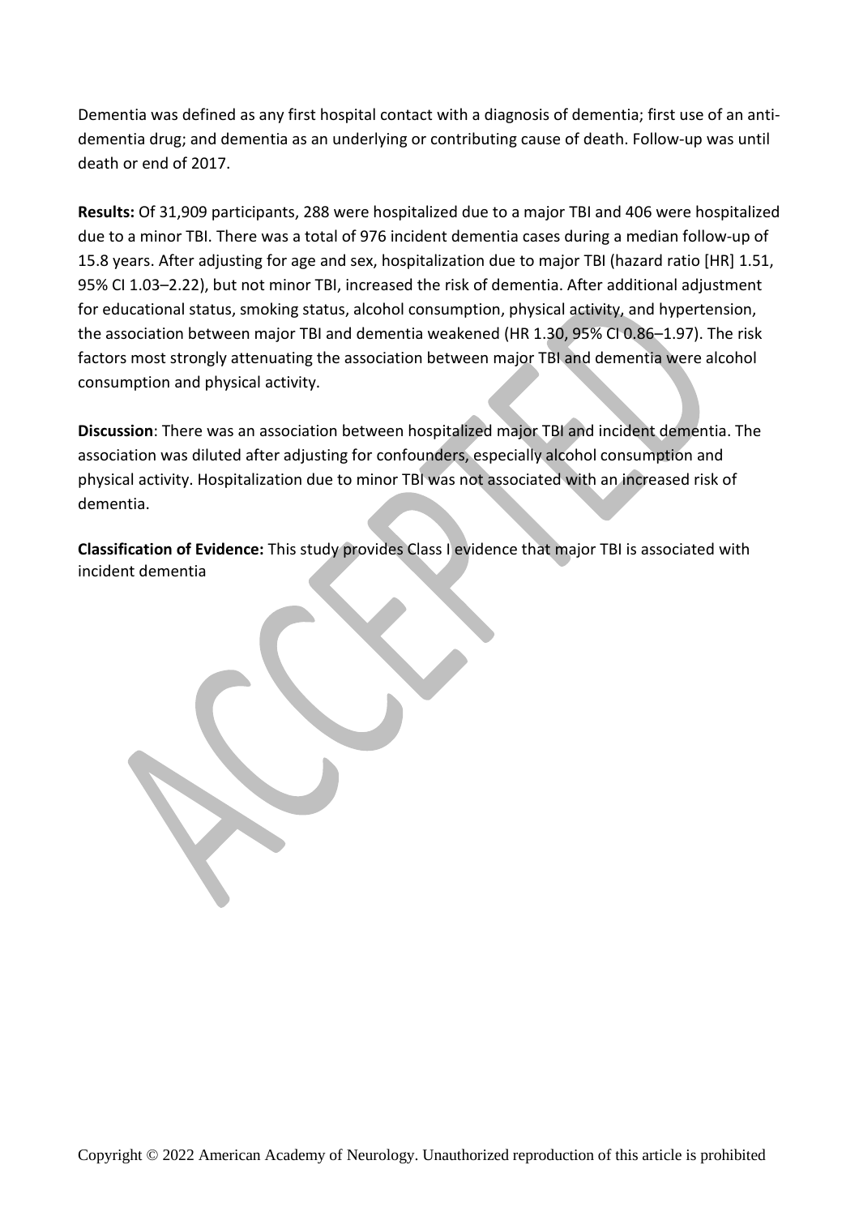Dementia was defined as any first hospital contact with a diagnosis of dementia; first use of an anti-dementia drug; and dementia as an underlying or contributing cause of death. Follow-up was until death or end of 2017.

**Results:** Of 31,909 participants, 288 were hospitalized due to a major TBI and 406 were hospitalized due to a minor TBI. There was a total of 976 incident dementia cases during a median follow-up of 15.8 years. After adjusting for age and sex, hospitalization due to major TBI (hazard ratio [HR] 1.51, 95% CI 1.03–2.22), but not minor TBI, increased the risk of dementia. After additional adjustment for educational status, smoking status, alcohol consumption, physical activity, and hypertension, the association between major TBI and dementia weakened (HR 1.30, 95% CI 0.86–1.97). The risk factors most strongly attenuating the association between major TBI and dementia were alcohol consumption and physical activity.

**Discussion**: There was an association between hospitalized major TBI and incident dementia. The association was diluted after adjusting for confounders, especially alcohol consumption and physical activity. Hospitalization due to minor TBI was not associated with an increased risk of dementia.

**Classification of Evidence:** This study provides Class I evidence that major TBI is associated with incident dementia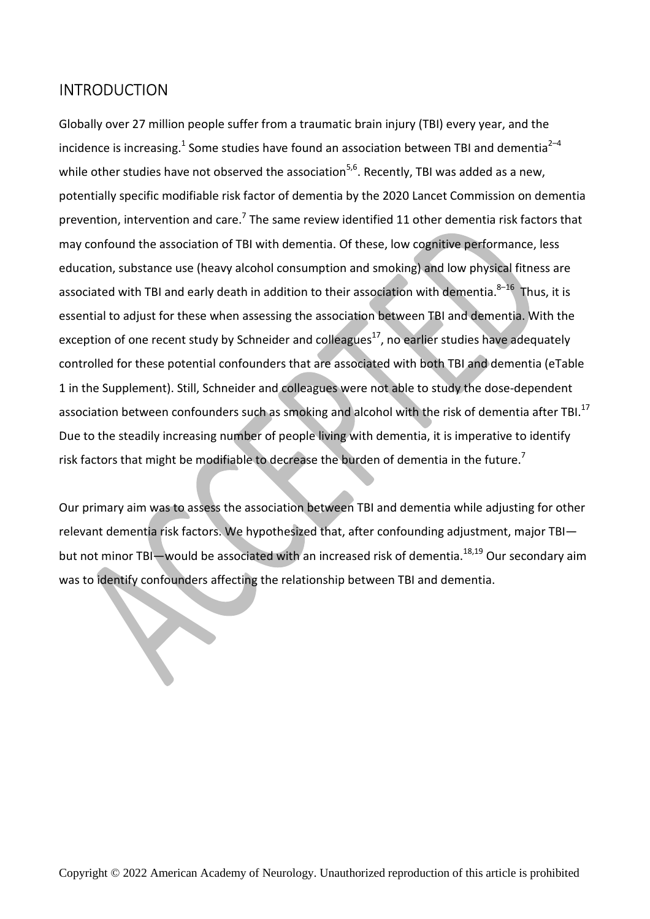## INTRODUCTION

Globally over 27 million people suffer from a traumatic brain injury (TBI) every year, and the incidence is increasing.[1] Some studies have found an association between TBI and dementia[2–4] while other studies have not observed the association[5,6]. Recently, TBI was added as a new, potentially specific modifiable risk factor of dementia by the 2020 Lancet Commission on dementia prevention, intervention and care.[7] The same review identified 11 other dementia risk factors that may confound the association of TBI with dementia. Of these, low cognitive performance, less education, substance use (heavy alcohol consumption and smoking) and low physical fitness are associated with TBI and early death in addition to their association with dementia.[8–16] Thus, it is essential to adjust for these when assessing the association between TBI and dementia. With the exception of one recent study by Schneider and colleagues[17], no earlier studies have adequately controlled for these potential confounders that are associated with both TBI and dementia (eTable 1 in the Supplement). Still, Schneider and colleagues were not able to study the dose-dependent association between confounders such as smoking and alcohol with the risk of dementia after TBI.[17] Due to the steadily increasing number of people living with dementia, it is imperative to identify risk factors that might be modifiable to decrease the burden of dementia in the future.[7]

Our primary aim was to assess the association between TBI and dementia while adjusting for other relevant dementia risk factors. We hypothesized that, after confounding adjustment, major TBI—but not minor TBI—would be associated with an increased risk of dementia.[18,19] Our secondary aim was to identify confounders affecting the relationship between TBI and dementia.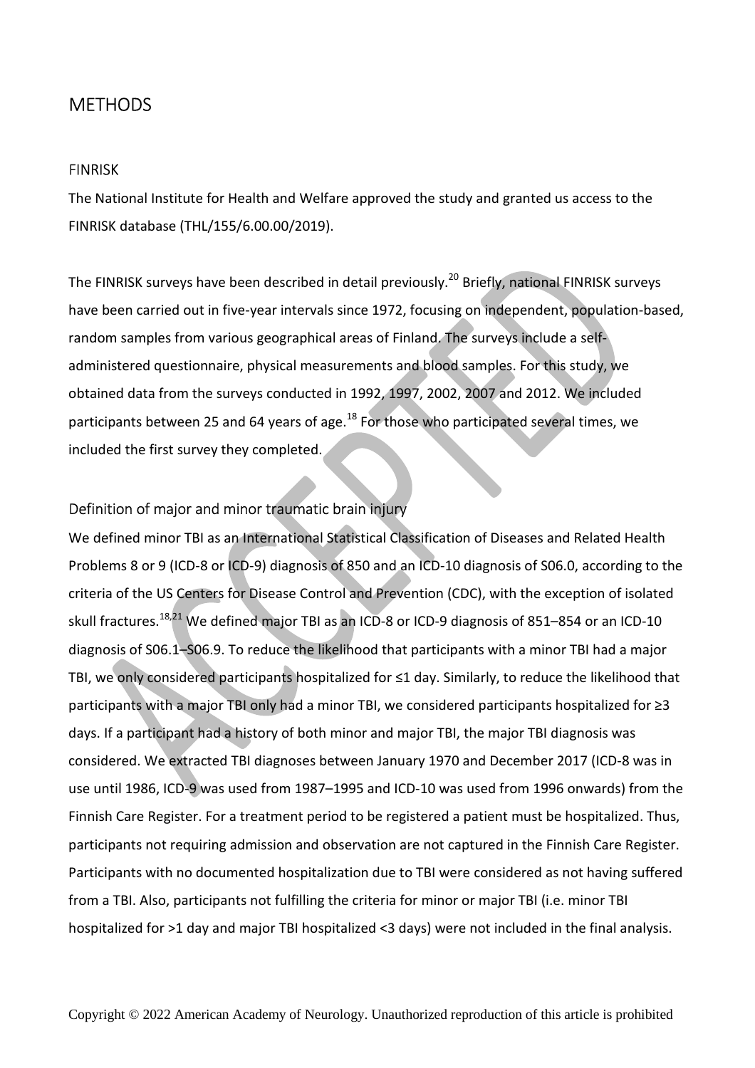# METHODS

## FINRISK

The National Institute for Health and Welfare approved the study and granted us access to the FINRISK database (THL/155/6.00.00/2019).

The FINRISK surveys have been described in detail previously.[20] Briefly, national FINRISK surveys have been carried out in five-year intervals since 1972, focusing on independent, population-based, random samples from various geographical areas of Finland. The surveys include a self-administered questionnaire, physical measurements and blood samples. For this study, we obtained data from the surveys conducted in 1992, 1997, 2002, 2007 and 2012. We included participants between 25 and 64 years of age.[18] For those who participated several times, we included the first survey they completed.

## Definition of major and minor traumatic brain injury

We defined minor TBI as an International Statistical Classification of Diseases and Related Health Problems 8 or 9 (ICD-8 or ICD-9) diagnosis of 850 and an ICD-10 diagnosis of S06.0, according to the criteria of the US Centers for Disease Control and Prevention (CDC), with the exception of isolated skull fractures.[18,21] We defined major TBI as an ICD-8 or ICD-9 diagnosis of 851–854 or an ICD-10 diagnosis of S06.1–S06.9. To reduce the likelihood that participants with a minor TBI had a major TBI, we only considered participants hospitalized for ≤1 day. Similarly, to reduce the likelihood that participants with a major TBI only had a minor TBI, we considered participants hospitalized for ≥3 days. If a participant had a history of both minor and major TBI, the major TBI diagnosis was considered. We extracted TBI diagnoses between January 1970 and December 2017 (ICD-8 was in use until 1986, ICD-9 was used from 1987–1995 and ICD-10 was used from 1996 onwards) from the Finnish Care Register. For a treatment period to be registered a patient must be hospitalized. Thus, participants not requiring admission and observation are not captured in the Finnish Care Register. Participants with no documented hospitalization due to TBI were considered as not having suffered from a TBI. Also, participants not fulfilling the criteria for minor or major TBI (i.e. minor TBI hospitalized for >1 day and major TBI hospitalized <3 days) were not included in the final analysis.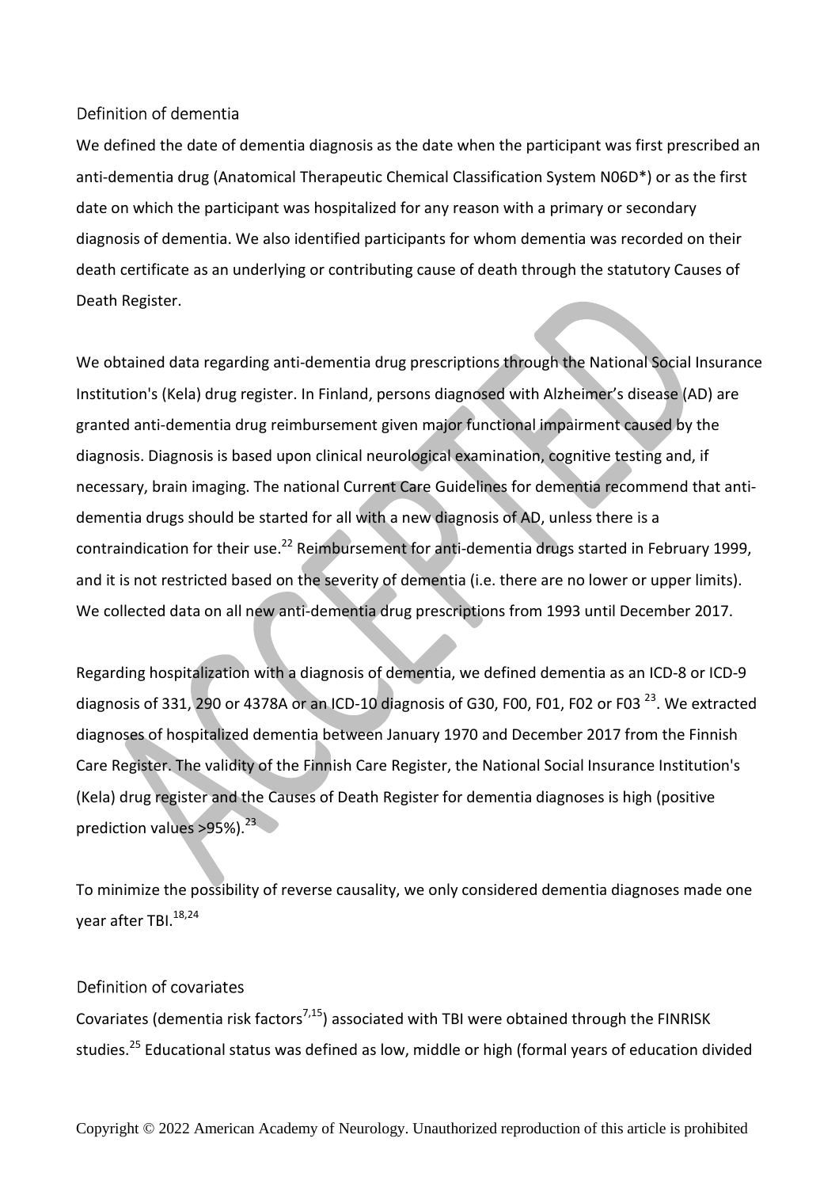## Definition of dementia

We defined the date of dementia diagnosis as the date when the participant was first prescribed an anti-dementia drug (Anatomical Therapeutic Chemical Classification System N06D*) or as the first date on which the participant was hospitalized for any reason with a primary or secondary diagnosis of dementia. We also identified participants for whom dementia was recorded on their death certificate as an underlying or contributing cause of death through the statutory Causes of Death Register.

We obtained data regarding anti-dementia drug prescriptions through the National Social Insurance Institution's (Kela) drug register. In Finland, persons diagnosed with Alzheimer's disease (AD) are granted anti-dementia drug reimbursement given major functional impairment caused by the diagnosis. Diagnosis is based upon clinical neurological examination, cognitive testing and, if necessary, brain imaging. The national Current Care Guidelines for dementia recommend that anti-dementia drugs should be started for all with a new diagnosis of AD, unless there is a contraindication for their use.[22] Reimbursement for anti-dementia drugs started in February 1999, and it is not restricted based on the severity of dementia (i.e. there are no lower or upper limits). We collected data on all new anti-dementia drug prescriptions from 1993 until December 2017.

Regarding hospitalization with a diagnosis of dementia, we defined dementia as an ICD-8 or ICD-9 diagnosis of 331, 290 or 4378A or an ICD-10 diagnosis of G30, F00, F01, F02 or F03 [23]. We extracted diagnoses of hospitalized dementia between January 1970 and December 2017 from the Finnish Care Register. The validity of the Finnish Care Register, the National Social Insurance Institution's (Kela) drug register and the Causes of Death Register for dementia diagnoses is high (positive prediction values >95%).[23]

To minimize the possibility of reverse causality, we only considered dementia diagnoses made one year after TBI.[18,24]

## Definition of covariates

Covariates (dementia risk factors[7,15]) associated with TBI were obtained through the FINRISK studies.[25] Educational status was defined as low, middle or high (formal years of education divided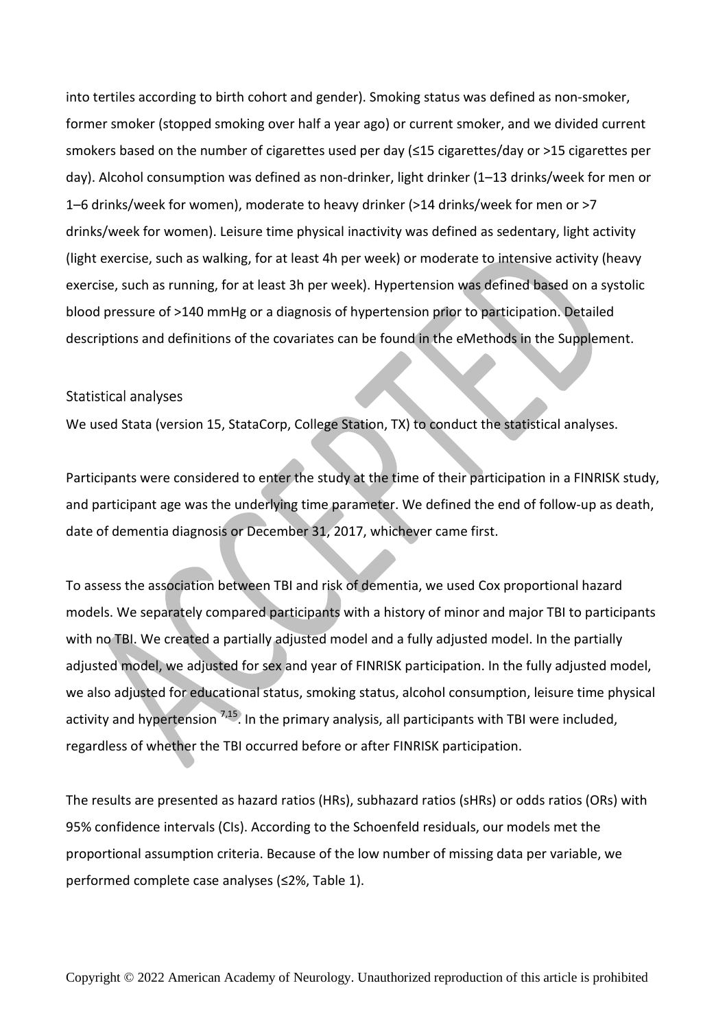into tertiles according to birth cohort and gender). Smoking status was defined as non-smoker, former smoker (stopped smoking over half a year ago) or current smoker, and we divided current smokers based on the number of cigarettes used per day (≤15 cigarettes/day or >15 cigarettes per day). Alcohol consumption was defined as non-drinker, light drinker (1–13 drinks/week for men or 1–6 drinks/week for women), moderate to heavy drinker (>14 drinks/week for men or >7 drinks/week for women). Leisure time physical inactivity was defined as sedentary, light activity (light exercise, such as walking, for at least 4h per week) or moderate to intensive activity (heavy exercise, such as running, for at least 3h per week). Hypertension was defined based on a systolic blood pressure of >140 mmHg or a diagnosis of hypertension prior to participation. Detailed descriptions and definitions of the covariates can be found in the eMethods in the Supplement.

## Statistical analyses

We used Stata (version 15, StataCorp, College Station, TX) to conduct the statistical analyses.

Participants were considered to enter the study at the time of their participation in a FINRISK study, and participant age was the underlying time parameter. We defined the end of follow-up as death, date of dementia diagnosis or December 31, 2017, whichever came first.

To assess the association between TBI and risk of dementia, we used Cox proportional hazard models. We separately compared participants with a history of minor and major TBI to participants with no TBI. We created a partially adjusted model and a fully adjusted model. In the partially adjusted model, we adjusted for sex and year of FINRISK participation. In the fully adjusted model, we also adjusted for educational status, smoking status, alcohol consumption, leisure time physical activity and hypertension [7,15]. In the primary analysis, all participants with TBI were included, regardless of whether the TBI occurred before or after FINRISK participation.

The results are presented as hazard ratios (HRs), subhazard ratios (sHRs) or odds ratios (ORs) with 95% confidence intervals (CIs). According to the Schoenfeld residuals, our models met the proportional assumption criteria. Because of the low number of missing data per variable, we performed complete case analyses (≤2%, Table 1).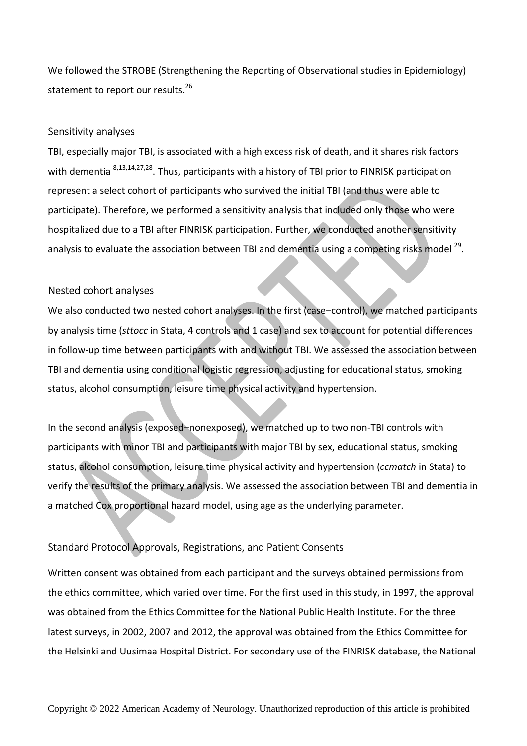We followed the STROBE (Strengthening the Reporting of Observational studies in Epidemiology) statement to report our results.[26]

### Sensitivity analyses

TBI, especially major TBI, is associated with a high excess risk of death, and it shares risk factors with dementia [8,13,14,27,28]. Thus, participants with a history of TBI prior to FINRISK participation represent a select cohort of participants who survived the initial TBI (and thus were able to participate). Therefore, we performed a sensitivity analysis that included only those who were hospitalized due to a TBI after FINRISK participation. Further, we conducted another sensitivity analysis to evaluate the association between TBI and dementia using a competing risks model [29].

### Nested cohort analyses

We also conducted two nested cohort analyses. In the first (case–control), we matched participants by analysis time (*sttocc* in Stata, 4 controls and 1 case) and sex to account for potential differences in follow-up time between participants with and without TBI. We assessed the association between TBI and dementia using conditional logistic regression, adjusting for educational status, smoking status, alcohol consumption, leisure time physical activity and hypertension.

In the second analysis (exposed–nonexposed), we matched up to two non-TBI controls with participants with minor TBI and participants with major TBI by sex, educational status, smoking status, alcohol consumption, leisure time physical activity and hypertension (*ccmatch* in Stata) to verify the results of the primary analysis. We assessed the association between TBI and dementia in a matched Cox proportional hazard model, using age as the underlying parameter.

### Standard Protocol Approvals, Registrations, and Patient Consents

Written consent was obtained from each participant and the surveys obtained permissions from the ethics committee, which varied over time. For the first used in this study, in 1997, the approval was obtained from the Ethics Committee for the National Public Health Institute. For the three latest surveys, in 2002, 2007 and 2012, the approval was obtained from the Ethics Committee for the Helsinki and Uusimaa Hospital District. For secondary use of the FINRISK database, the National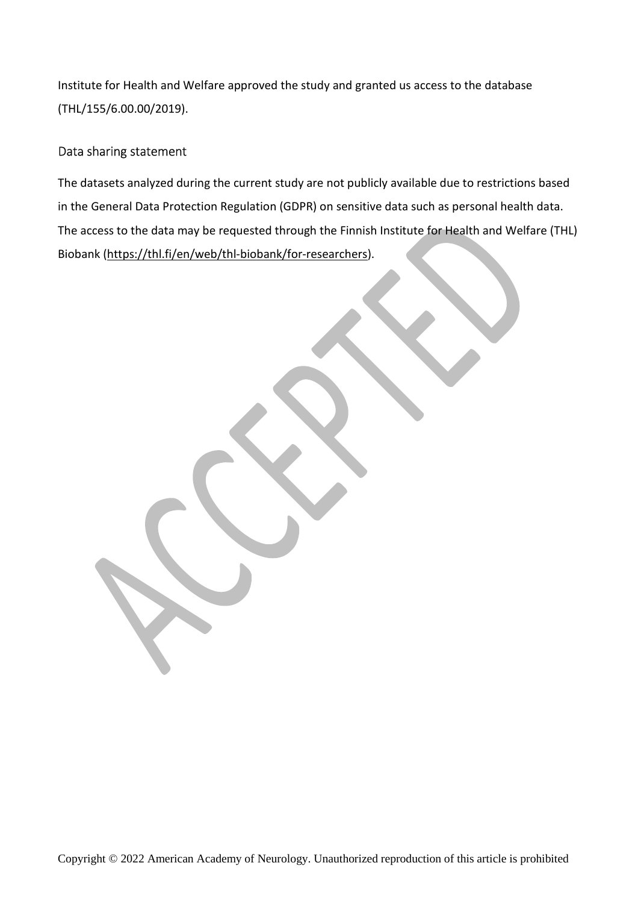Institute for Health and Welfare approved the study and granted us access to the database (THL/155/6.00.00/2019).

## Data sharing statement

The datasets analyzed during the current study are not publicly available due to restrictions based in the General Data Protection Regulation (GDPR) on sensitive data such as personal health data. The access to the data may be requested through the Finnish Institute for Health and Welfare (THL) Biobank (https://thl.fi/en/web/thl-biobank/for-researchers).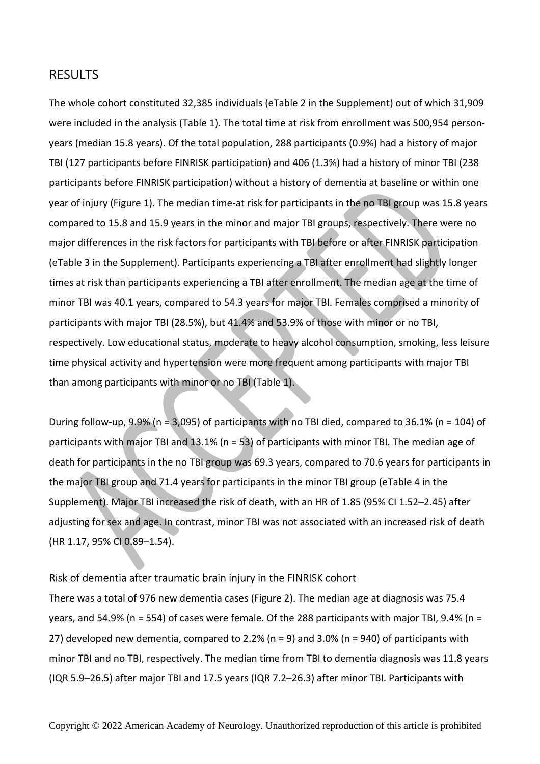## RESULTS

The whole cohort constituted 32,385 individuals (eTable 2 in the Supplement) out of which 31,909 were included in the analysis (Table 1). The total time at risk from enrollment was 500,954 person-years (median 15.8 years). Of the total population, 288 participants (0.9%) had a history of major TBI (127 participants before FINRISK participation) and 406 (1.3%) had a history of minor TBI (238 participants before FINRISK participation) without a history of dementia at baseline or within one year of injury (Figure 1). The median time-at risk for participants in the no TBI group was 15.8 years compared to 15.8 and 15.9 years in the minor and major TBI groups, respectively. There were no major differences in the risk factors for participants with TBI before or after FINRISK participation (eTable 3 in the Supplement). Participants experiencing a TBI after enrollment had slightly longer times at risk than participants experiencing a TBI after enrollment. The median age at the time of minor TBI was 40.1 years, compared to 54.3 years for major TBI. Females comprised a minority of participants with major TBI (28.5%), but 41.4% and 53.9% of those with minor or no TBI, respectively. Low educational status, moderate to heavy alcohol consumption, smoking, less leisure time physical activity and hypertension were more frequent among participants with major TBI than among participants with minor or no TBI (Table 1).

During follow-up, 9.9% (n = 3,095) of participants with no TBI died, compared to 36.1% (n = 104) of participants with major TBI and 13.1% (n = 53) of participants with minor TBI. The median age of death for participants in the no TBI group was 69.3 years, compared to 70.6 years for participants in the major TBI group and 71.4 years for participants in the minor TBI group (eTable 4 in the Supplement). Major TBI increased the risk of death, with an HR of 1.85 (95% CI 1.52–2.45) after adjusting for sex and age. In contrast, minor TBI was not associated with an increased risk of death (HR 1.17, 95% CI 0.89–1.54).

### Risk of dementia after traumatic brain injury in the FINRISK cohort

There was a total of 976 new dementia cases (Figure 2). The median age at diagnosis was 75.4 years, and 54.9% (n = 554) of cases were female. Of the 288 participants with major TBI, 9.4% (n = 27) developed new dementia, compared to 2.2% (n = 9) and 3.0% (n = 940) of participants with minor TBI and no TBI, respectively. The median time from TBI to dementia diagnosis was 11.8 years (IQR 5.9–26.5) after major TBI and 17.5 years (IQR 7.2–26.3) after minor TBI. Participants with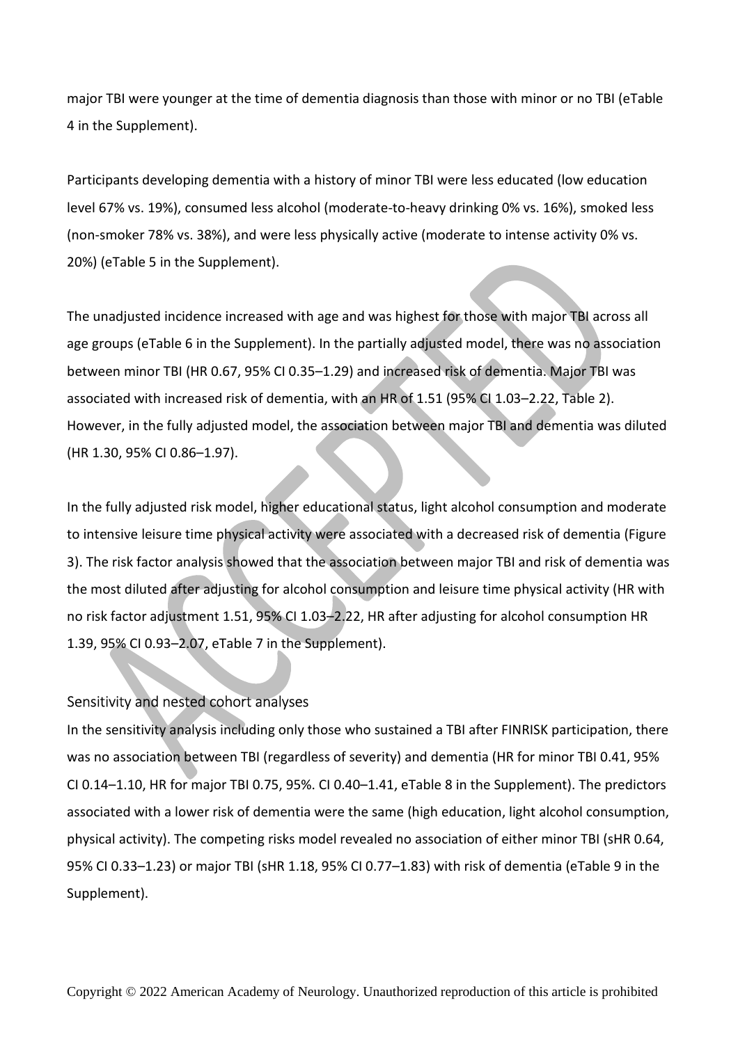major TBI were younger at the time of dementia diagnosis than those with minor or no TBI (eTable 4 in the Supplement).

Participants developing dementia with a history of minor TBI were less educated (low education level 67% vs. 19%), consumed less alcohol (moderate-to-heavy drinking 0% vs. 16%), smoked less (non-smoker 78% vs. 38%), and were less physically active (moderate to intense activity 0% vs. 20%) (eTable 5 in the Supplement).

The unadjusted incidence increased with age and was highest for those with major TBI across all age groups (eTable 6 in the Supplement). In the partially adjusted model, there was no association between minor TBI (HR 0.67, 95% CI 0.35–1.29) and increased risk of dementia. Major TBI was associated with increased risk of dementia, with an HR of 1.51 (95% CI 1.03–2.22, Table 2). However, in the fully adjusted model, the association between major TBI and dementia was diluted (HR 1.30, 95% CI 0.86–1.97).

In the fully adjusted risk model, higher educational status, light alcohol consumption and moderate to intensive leisure time physical activity were associated with a decreased risk of dementia (Figure 3). The risk factor analysis showed that the association between major TBI and risk of dementia was the most diluted after adjusting for alcohol consumption and leisure time physical activity (HR with no risk factor adjustment 1.51, 95% CI 1.03–2.22, HR after adjusting for alcohol consumption HR 1.39, 95% CI 0.93–2.07, eTable 7 in the Supplement).

## Sensitivity and nested cohort analyses

In the sensitivity analysis including only those who sustained a TBI after FINRISK participation, there was no association between TBI (regardless of severity) and dementia (HR for minor TBI 0.41, 95% CI 0.14–1.10, HR for major TBI 0.75, 95%. CI 0.40–1.41, eTable 8 in the Supplement). The predictors associated with a lower risk of dementia were the same (high education, light alcohol consumption, physical activity). The competing risks model revealed no association of either minor TBI (sHR 0.64, 95% CI 0.33–1.23) or major TBI (sHR 1.18, 95% CI 0.77–1.83) with risk of dementia (eTable 9 in the Supplement).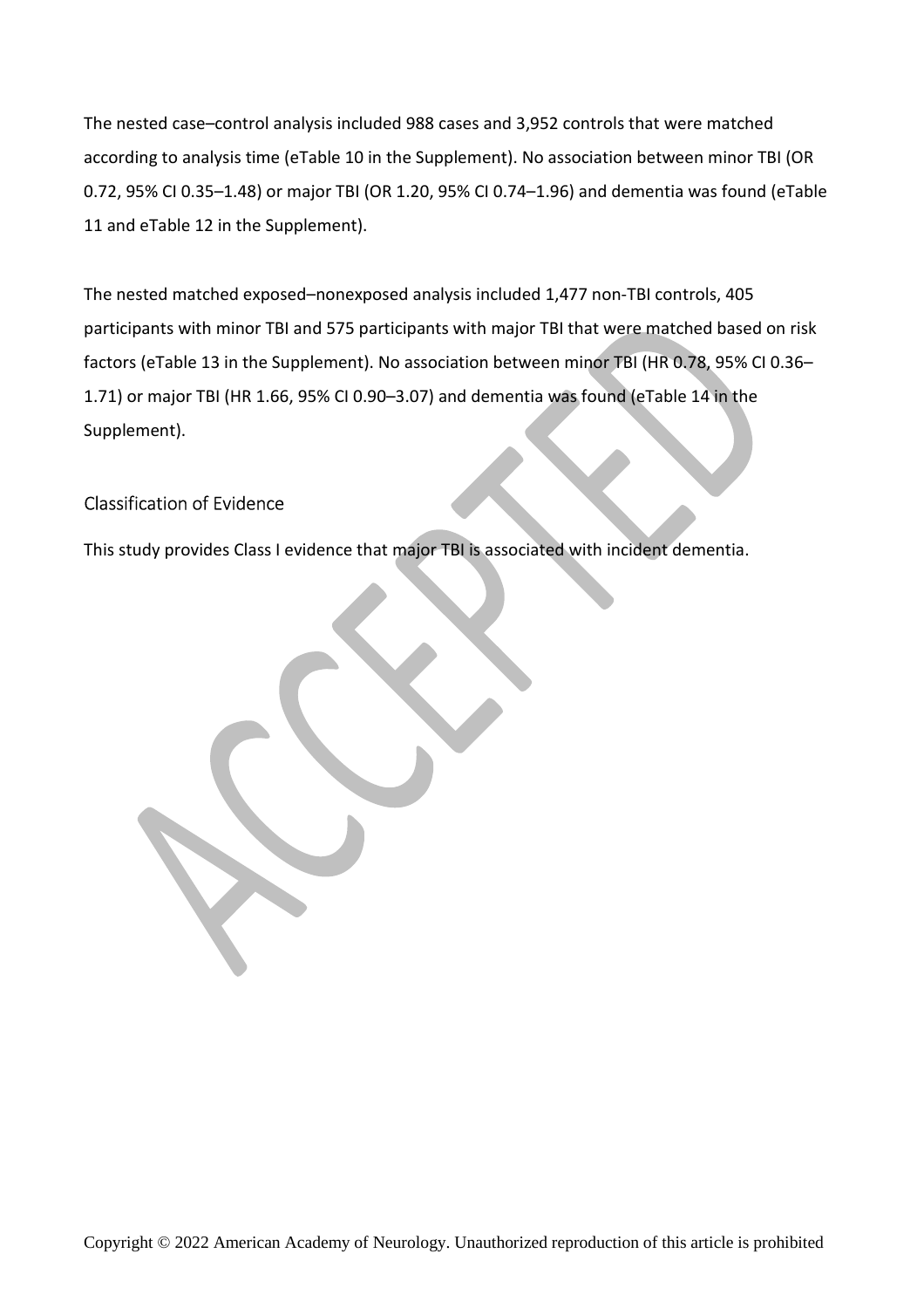The nested case–control analysis included 988 cases and 3,952 controls that were matched according to analysis time (eTable 10 in the Supplement). No association between minor TBI (OR 0.72, 95% CI 0.35–1.48) or major TBI (OR 1.20, 95% CI 0.74–1.96) and dementia was found (eTable 11 and eTable 12 in the Supplement).

The nested matched exposed–nonexposed analysis included 1,477 non-TBI controls, 405 participants with minor TBI and 575 participants with major TBI that were matched based on risk factors (eTable 13 in the Supplement). No association between minor TBI (HR 0.78, 95% CI 0.36–1.71) or major TBI (HR 1.66, 95% CI 0.90–3.07) and dementia was found (eTable 14 in the Supplement).

## Classification of Evidence

This study provides Class I evidence that major TBI is associated with incident dementia.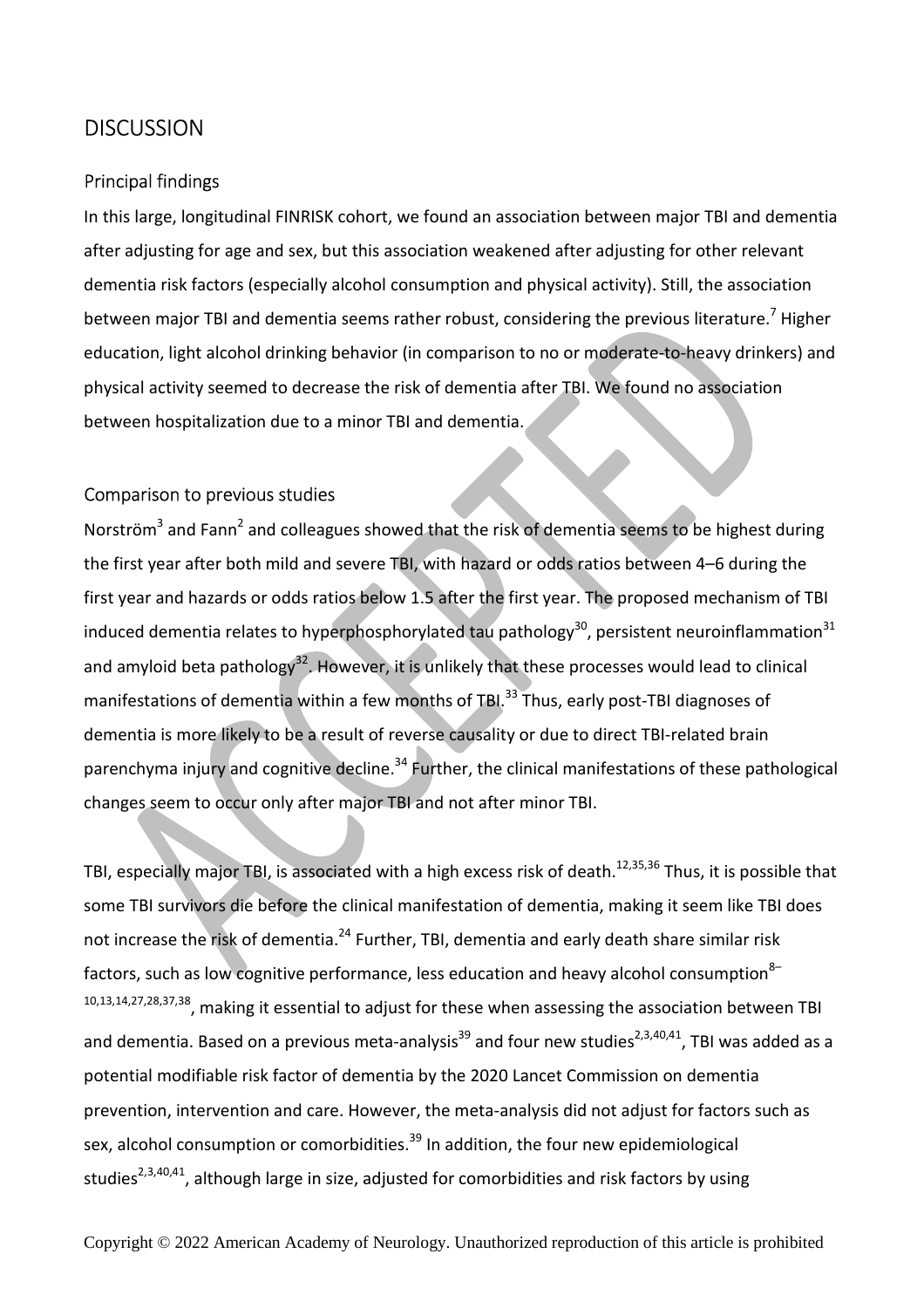# DISCUSSION

## Principal findings

In this large, longitudinal FINRISK cohort, we found an association between major TBI and dementia after adjusting for age and sex, but this association weakened after adjusting for other relevant dementia risk factors (especially alcohol consumption and physical activity). Still, the association between major TBI and dementia seems rather robust, considering the previous literature.[7] Higher education, light alcohol drinking behavior (in comparison to no or moderate-to-heavy drinkers) and physical activity seemed to decrease the risk of dementia after TBI. We found no association between hospitalization due to a minor TBI and dementia.

## Comparison to previous studies

Norström[3] and Fann[2] and colleagues showed that the risk of dementia seems to be highest during the first year after both mild and severe TBI, with hazard or odds ratios between 4–6 during the first year and hazards or odds ratios below 1.5 after the first year. The proposed mechanism of TBI induced dementia relates to hyperphosphorylated tau pathology[30], persistent neuroinflammation[31] and amyloid beta pathology[32]. However, it is unlikely that these processes would lead to clinical manifestations of dementia within a few months of TBI.[33] Thus, early post-TBI diagnoses of dementia is more likely to be a result of reverse causality or due to direct TBI-related brain parenchyma injury and cognitive decline.[34] Further, the clinical manifestations of these pathological changes seem to occur only after major TBI and not after minor TBI.

TBI, especially major TBI, is associated with a high excess risk of death.[12,35,36] Thus, it is possible that some TBI survivors die before the clinical manifestation of dementia, making it seem like TBI does not increase the risk of dementia.[24] Further, TBI, dementia and early death share similar risk factors, such as low cognitive performance, less education and heavy alcohol consumption[8–10,13,14,27,28,37,38], making it essential to adjust for these when assessing the association between TBI and dementia. Based on a previous meta-analysis[39] and four new studies[2,3,40,41], TBI was added as a potential modifiable risk factor of dementia by the 2020 Lancet Commission on dementia prevention, intervention and care. However, the meta-analysis did not adjust for factors such as sex, alcohol consumption or comorbidities.[39] In addition, the four new epidemiological studies[2,3,40,41], although large in size, adjusted for comorbidities and risk factors by using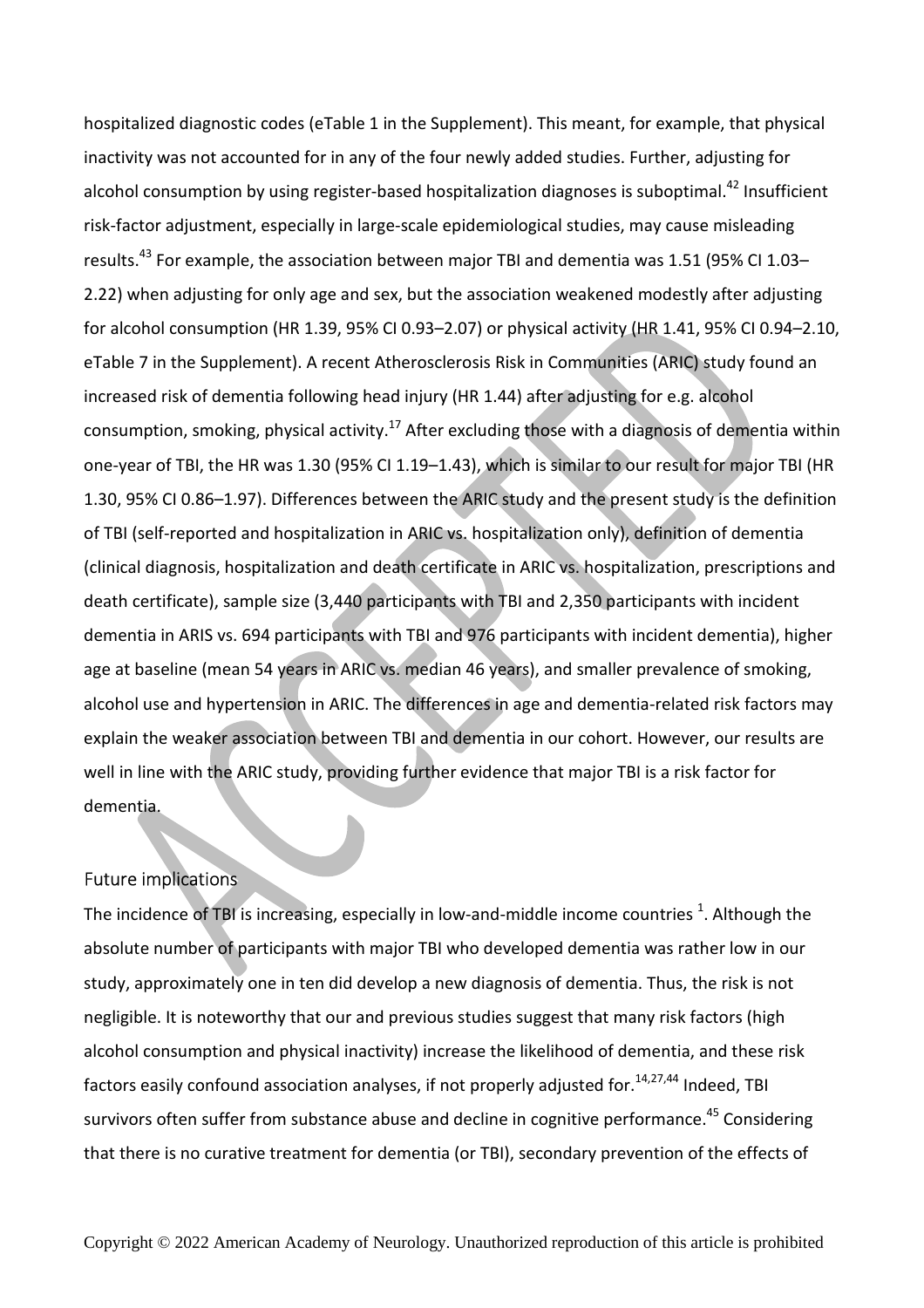hospitalized diagnostic codes (eTable 1 in the Supplement). This meant, for example, that physical inactivity was not accounted for in any of the four newly added studies. Further, adjusting for alcohol consumption by using register-based hospitalization diagnoses is suboptimal.[42] Insufficient risk-factor adjustment, especially in large-scale epidemiological studies, may cause misleading results.[43] For example, the association between major TBI and dementia was 1.51 (95% CI 1.03–2.22) when adjusting for only age and sex, but the association weakened modestly after adjusting for alcohol consumption (HR 1.39, 95% CI 0.93–2.07) or physical activity (HR 1.41, 95% CI 0.94–2.10, eTable 7 in the Supplement). A recent Atherosclerosis Risk in Communities (ARIC) study found an increased risk of dementia following head injury (HR 1.44) after adjusting for e.g. alcohol consumption, smoking, physical activity.[17] After excluding those with a diagnosis of dementia within one-year of TBI, the HR was 1.30 (95% CI 1.19–1.43), which is similar to our result for major TBI (HR 1.30, 95% CI 0.86–1.97). Differences between the ARIC study and the present study is the definition of TBI (self-reported and hospitalization in ARIC vs. hospitalization only), definition of dementia (clinical diagnosis, hospitalization and death certificate in ARIC vs. hospitalization, prescriptions and death certificate), sample size (3,440 participants with TBI and 2,350 participants with incident dementia in ARIS vs. 694 participants with TBI and 976 participants with incident dementia), higher age at baseline (mean 54 years in ARIC vs. median 46 years), and smaller prevalence of smoking, alcohol use and hypertension in ARIC. The differences in age and dementia-related risk factors may explain the weaker association between TBI and dementia in our cohort. However, our results are well in line with the ARIC study, providing further evidence that major TBI is a risk factor for dementia.

## Future implications

The incidence of TBI is increasing, especially in low-and-middle income countries [1]. Although the absolute number of participants with major TBI who developed dementia was rather low in our study, approximately one in ten did develop a new diagnosis of dementia. Thus, the risk is not negligible. It is noteworthy that our and previous studies suggest that many risk factors (high alcohol consumption and physical inactivity) increase the likelihood of dementia, and these risk factors easily confound association analyses, if not properly adjusted for.[14,27,44] Indeed, TBI survivors often suffer from substance abuse and decline in cognitive performance.[45] Considering that there is no curative treatment for dementia (or TBI), secondary prevention of the effects of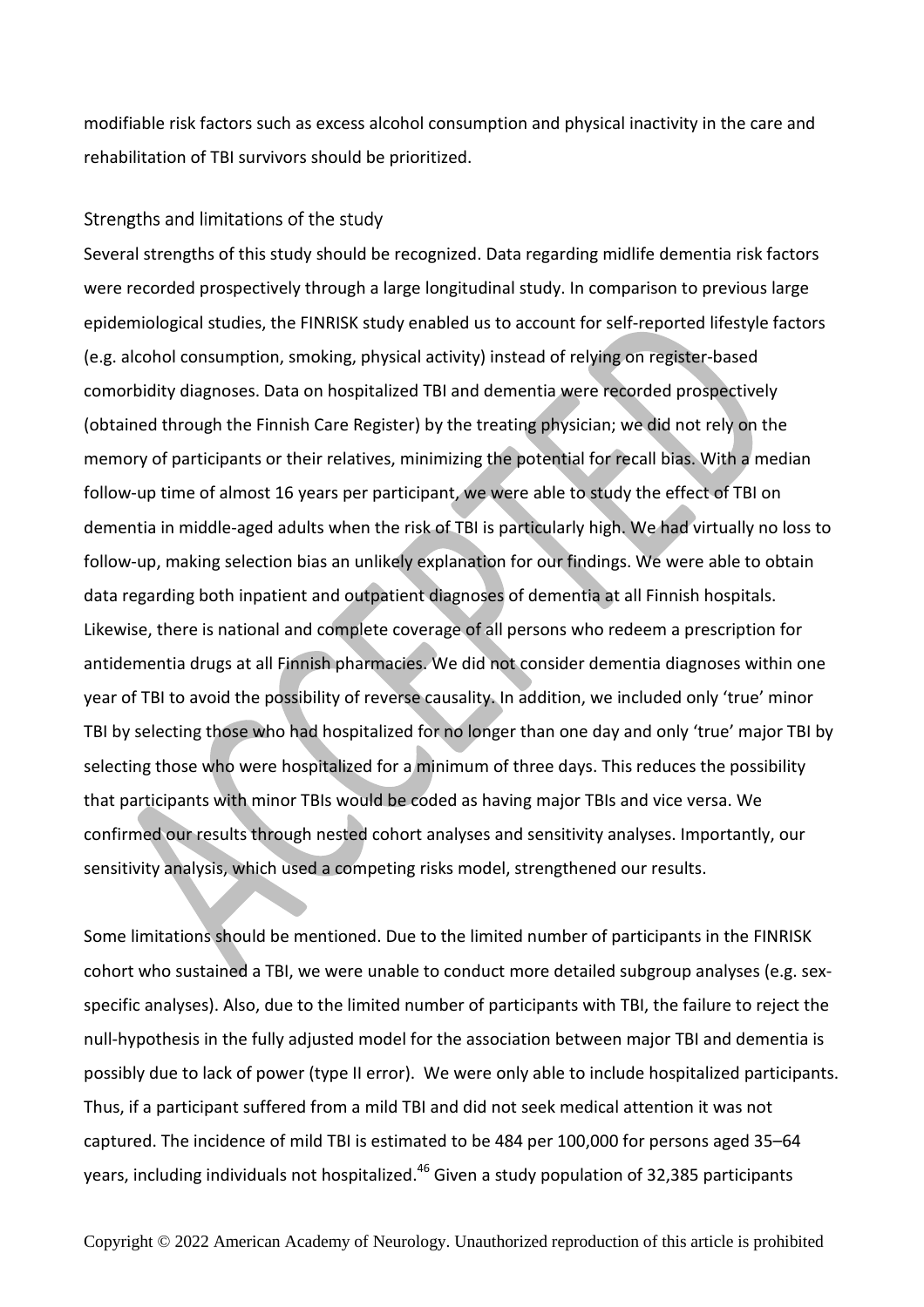modifiable risk factors such as excess alcohol consumption and physical inactivity in the care and rehabilitation of TBI survivors should be prioritized.

## Strengths and limitations of the study

Several strengths of this study should be recognized. Data regarding midlife dementia risk factors were recorded prospectively through a large longitudinal study. In comparison to previous large epidemiological studies, the FINRISK study enabled us to account for self-reported lifestyle factors (e.g. alcohol consumption, smoking, physical activity) instead of relying on register-based comorbidity diagnoses. Data on hospitalized TBI and dementia were recorded prospectively (obtained through the Finnish Care Register) by the treating physician; we did not rely on the memory of participants or their relatives, minimizing the potential for recall bias. With a median follow-up time of almost 16 years per participant, we were able to study the effect of TBI on dementia in middle-aged adults when the risk of TBI is particularly high. We had virtually no loss to follow-up, making selection bias an unlikely explanation for our findings. We were able to obtain data regarding both inpatient and outpatient diagnoses of dementia at all Finnish hospitals. Likewise, there is national and complete coverage of all persons who redeem a prescription for antidementia drugs at all Finnish pharmacies. We did not consider dementia diagnoses within one year of TBI to avoid the possibility of reverse causality. In addition, we included only 'true' minor TBI by selecting those who had hospitalized for no longer than one day and only 'true' major TBI by selecting those who were hospitalized for a minimum of three days. This reduces the possibility that participants with minor TBIs would be coded as having major TBIs and vice versa. We confirmed our results through nested cohort analyses and sensitivity analyses. Importantly, our sensitivity analysis, which used a competing risks model, strengthened our results.

Some limitations should be mentioned. Due to the limited number of participants in the FINRISK cohort who sustained a TBI, we were unable to conduct more detailed subgroup analyses (e.g. sex-specific analyses). Also, due to the limited number of participants with TBI, the failure to reject the null-hypothesis in the fully adjusted model for the association between major TBI and dementia is possibly due to lack of power (type II error). We were only able to include hospitalized participants. Thus, if a participant suffered from a mild TBI and did not seek medical attention it was not captured. The incidence of mild TBI is estimated to be 484 per 100,000 for persons aged 35–64 years, including individuals not hospitalized.[46] Given a study population of 32,385 participants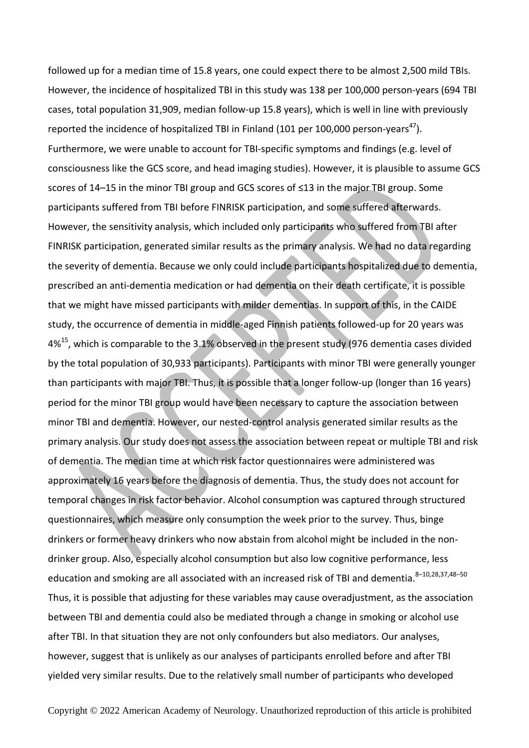followed up for a median time of 15.8 years, one could expect there to be almost 2,500 mild TBIs. However, the incidence of hospitalized TBI in this study was 138 per 100,000 person-years (694 TBI cases, total population 31,909, median follow-up 15.8 years), which is well in line with previously reported the incidence of hospitalized TBI in Finland (101 per 100,000 person-years[47]). Furthermore, we were unable to account for TBI-specific symptoms and findings (e.g. level of consciousness like the GCS score, and head imaging studies). However, it is plausible to assume GCS scores of 14–15 in the minor TBI group and GCS scores of ≤13 in the major TBI group. Some participants suffered from TBI before FINRISK participation, and some suffered afterwards. However, the sensitivity analysis, which included only participants who suffered from TBI after FINRISK participation, generated similar results as the primary analysis. We had no data regarding the severity of dementia. Because we only could include participants hospitalized due to dementia, prescribed an anti-dementia medication or had dementia on their death certificate, it is possible that we might have missed participants with milder dementias. In support of this, in the CAIDE study, the occurrence of dementia in middle-aged Finnish patients followed-up for 20 years was 4%[15], which is comparable to the 3.1% observed in the present study (976 dementia cases divided by the total population of 30,933 participants). Participants with minor TBI were generally younger than participants with major TBI. Thus, it is possible that a longer follow-up (longer than 16 years) period for the minor TBI group would have been necessary to capture the association between minor TBI and dementia. However, our nested-control analysis generated similar results as the primary analysis. Our study does not assess the association between repeat or multiple TBI and risk of dementia. The median time at which risk factor questionnaires were administered was approximately 16 years before the diagnosis of dementia. Thus, the study does not account for temporal changes in risk factor behavior. Alcohol consumption was captured through structured questionnaires, which measure only consumption the week prior to the survey. Thus, binge drinkers or former heavy drinkers who now abstain from alcohol might be included in the non-drinker group. Also, especially alcohol consumption but also low cognitive performance, less education and smoking are all associated with an increased risk of TBI and dementia.[8–10,28,37,48–50] Thus, it is possible that adjusting for these variables may cause overadjustment, as the association between TBI and dementia could also be mediated through a change in smoking or alcohol use after TBI. In that situation they are not only confounders but also mediators. Our analyses, however, suggest that is unlikely as our analyses of participants enrolled before and after TBI yielded very similar results. Due to the relatively small number of participants who developed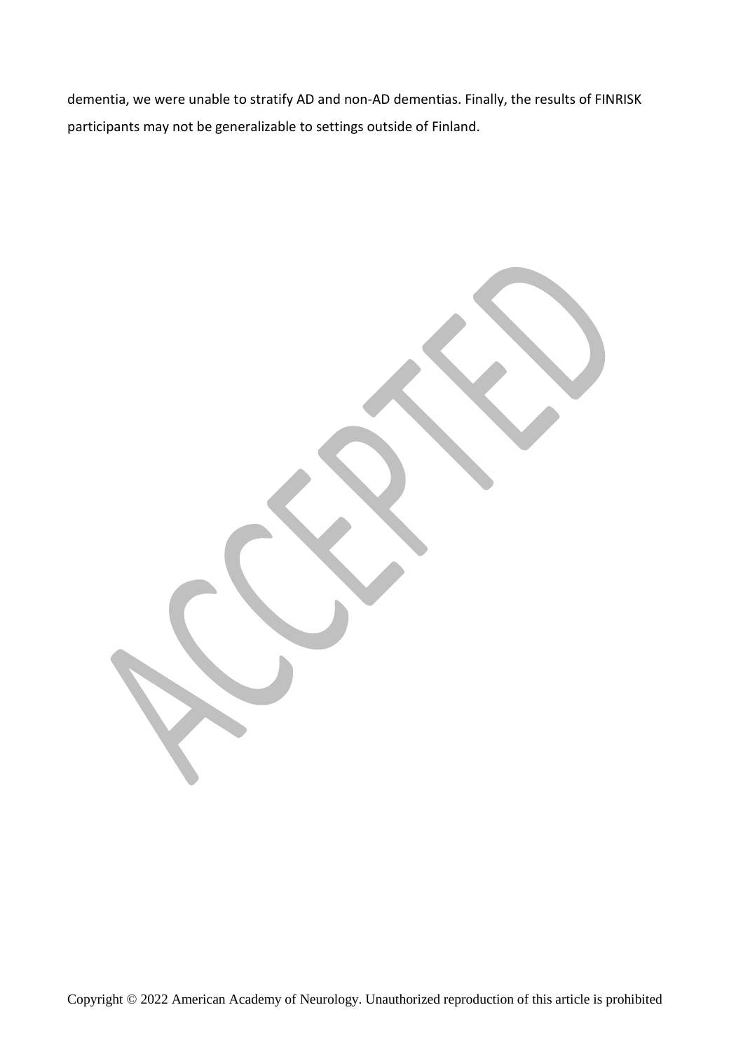dementia, we were unable to stratify AD and non-AD dementias. Finally, the results of FINRISK participants may not be generalizable to settings outside of Finland.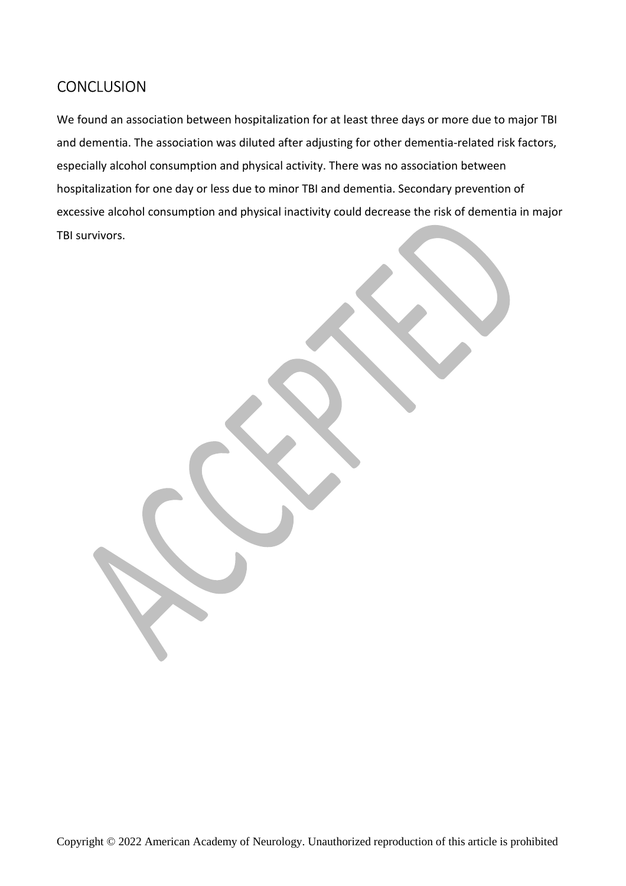## CONCLUSION

We found an association between hospitalization for at least three days or more due to major TBI and dementia. The association was diluted after adjusting for other dementia-related risk factors, especially alcohol consumption and physical activity. There was no association between hospitalization for one day or less due to minor TBI and dementia. Secondary prevention of excessive alcohol consumption and physical inactivity could decrease the risk of dementia in major TBI survivors.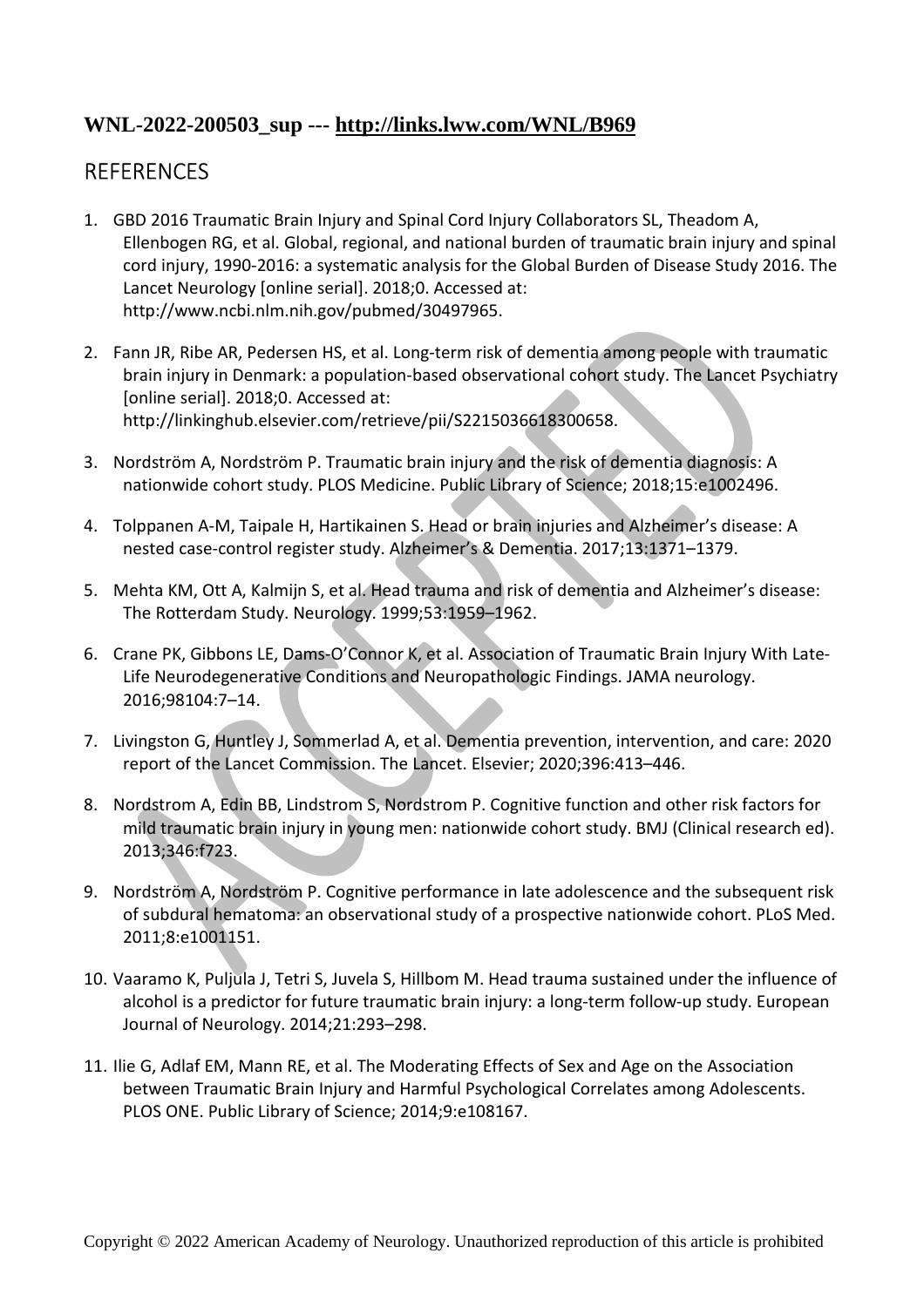**WNL-2022-200503_sup --- http://links.lww.com/WNL/B969**

# REFERENCES

1. GBD 2016 Traumatic Brain Injury and Spinal Cord Injury Collaborators SL, Theadom A, Ellenbogen RG, et al. Global, regional, and national burden of traumatic brain injury and spinal cord injury, 1990-2016: a systematic analysis for the Global Burden of Disease Study 2016. The Lancet Neurology [online serial]. 2018;0. Accessed at: http://www.ncbi.nlm.nih.gov/pubmed/30497965.

2. Fann JR, Ribe AR, Pedersen HS, et al. Long-term risk of dementia among people with traumatic brain injury in Denmark: a population-based observational cohort study. The Lancet Psychiatry [online serial]. 2018;0. Accessed at: http://linkinghub.elsevier.com/retrieve/pii/S2215036618300658.

3. Nordström A, Nordström P. Traumatic brain injury and the risk of dementia diagnosis: A nationwide cohort study. PLOS Medicine. Public Library of Science; 2018;15:e1002496.

4. Tolppanen A-M, Taipale H, Hartikainen S. Head or brain injuries and Alzheimer's disease: A nested case-control register study. Alzheimer's & Dementia. 2017;13:1371–1379.

5. Mehta KM, Ott A, Kalmijn S, et al. Head trauma and risk of dementia and Alzheimer's disease: The Rotterdam Study. Neurology. 1999;53:1959–1962.

6. Crane PK, Gibbons LE, Dams-O'Connor K, et al. Association of Traumatic Brain Injury With Late-Life Neurodegenerative Conditions and Neuropathologic Findings. JAMA neurology. 2016;98104:7–14.

7. Livingston G, Huntley J, Sommerlad A, et al. Dementia prevention, intervention, and care: 2020 report of the Lancet Commission. The Lancet. Elsevier; 2020;396:413–446.

8. Nordstrom A, Edin BB, Lindstrom S, Nordstrom P. Cognitive function and other risk factors for mild traumatic brain injury in young men: nationwide cohort study. BMJ (Clinical research ed). 2013;346:f723.

9. Nordström A, Nordström P. Cognitive performance in late adolescence and the subsequent risk of subdural hematoma: an observational study of a prospective nationwide cohort. PLoS Med. 2011;8:e1001151.

10. Vaaramo K, Puljula J, Tetri S, Juvela S, Hillbom M. Head trauma sustained under the influence of alcohol is a predictor for future traumatic brain injury: a long-term follow-up study. European Journal of Neurology. 2014;21:293–298.

11. Ilie G, Adlaf EM, Mann RE, et al. The Moderating Effects of Sex and Age on the Association between Traumatic Brain Injury and Harmful Psychological Correlates among Adolescents. PLOS ONE. Public Library of Science; 2014;9:e108167.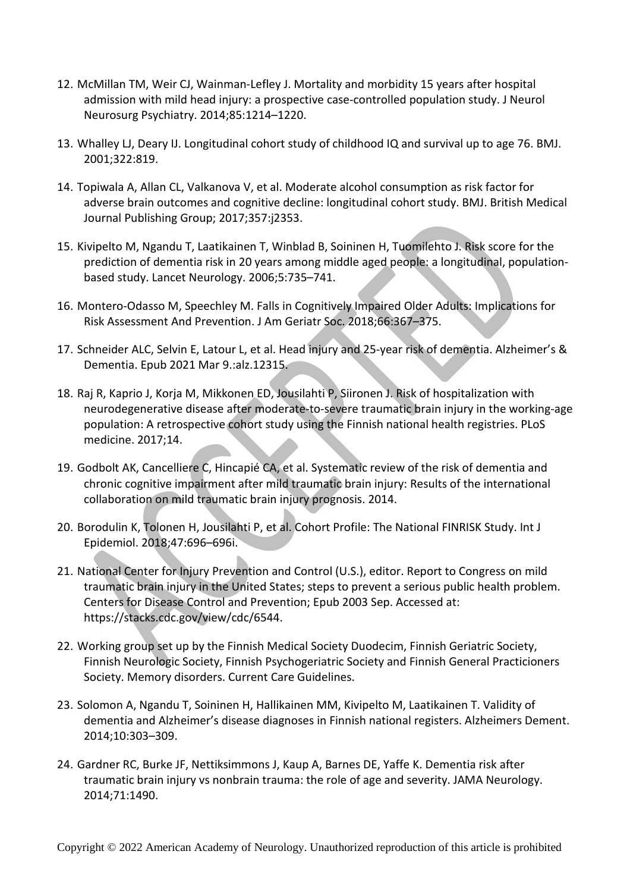12. McMillan TM, Weir CJ, Wainman-Lefley J. Mortality and morbidity 15 years after hospital admission with mild head injury: a prospective case-controlled population study. J Neurol Neurosurg Psychiatry. 2014;85:1214–1220.

13. Whalley LJ, Deary IJ. Longitudinal cohort study of childhood IQ and survival up to age 76. BMJ. 2001;322:819.

14. Topiwala A, Allan CL, Valkanova V, et al. Moderate alcohol consumption as risk factor for adverse brain outcomes and cognitive decline: longitudinal cohort study. BMJ. British Medical Journal Publishing Group; 2017;357:j2353.

15. Kivipelto M, Ngandu T, Laatikainen T, Winblad B, Soininen H, Tuomilehto J. Risk score for the prediction of dementia risk in 20 years among middle aged people: a longitudinal, population-based study. Lancet Neurology. 2006;5:735–741.

16. Montero-Odasso M, Speechley M. Falls in Cognitively Impaired Older Adults: Implications for Risk Assessment And Prevention. J Am Geriatr Soc. 2018;66:367–375.

17. Schneider ALC, Selvin E, Latour L, et al. Head injury and 25-year risk of dementia. Alzheimer's & Dementia. Epub 2021 Mar 9.:alz.12315.

18. Raj R, Kaprio J, Korja M, Mikkonen ED, Jousilahti P, Siironen J. Risk of hospitalization with neurodegenerative disease after moderate-to-severe traumatic brain injury in the working-age population: A retrospective cohort study using the Finnish national health registries. PLoS medicine. 2017;14.

19. Godbolt AK, Cancelliere C, Hincapié CA, et al. Systematic review of the risk of dementia and chronic cognitive impairment after mild traumatic brain injury: Results of the international collaboration on mild traumatic brain injury prognosis. 2014.

20. Borodulin K, Tolonen H, Jousilahti P, et al. Cohort Profile: The National FINRISK Study. Int J Epidemiol. 2018;47:696–696i.

21. National Center for Injury Prevention and Control (U.S.), editor. Report to Congress on mild traumatic brain injury in the United States; steps to prevent a serious public health problem. Centers for Disease Control and Prevention; Epub 2003 Sep. Accessed at: https://stacks.cdc.gov/view/cdc/6544.

22. Working group set up by the Finnish Medical Society Duodecim, Finnish Geriatric Society, Finnish Neurologic Society, Finnish Psychogeriatric Society and Finnish General Practicioners Society. Memory disorders. Current Care Guidelines.

23. Solomon A, Ngandu T, Soininen H, Hallikainen MM, Kivipelto M, Laatikainen T. Validity of dementia and Alzheimer's disease diagnoses in Finnish national registers. Alzheimers Dement. 2014;10:303–309.

24. Gardner RC, Burke JF, Nettiksimmons J, Kaup A, Barnes DE, Yaffe K. Dementia risk after traumatic brain injury vs nonbrain trauma: the role of age and severity. JAMA Neurology. 2014;71:1490.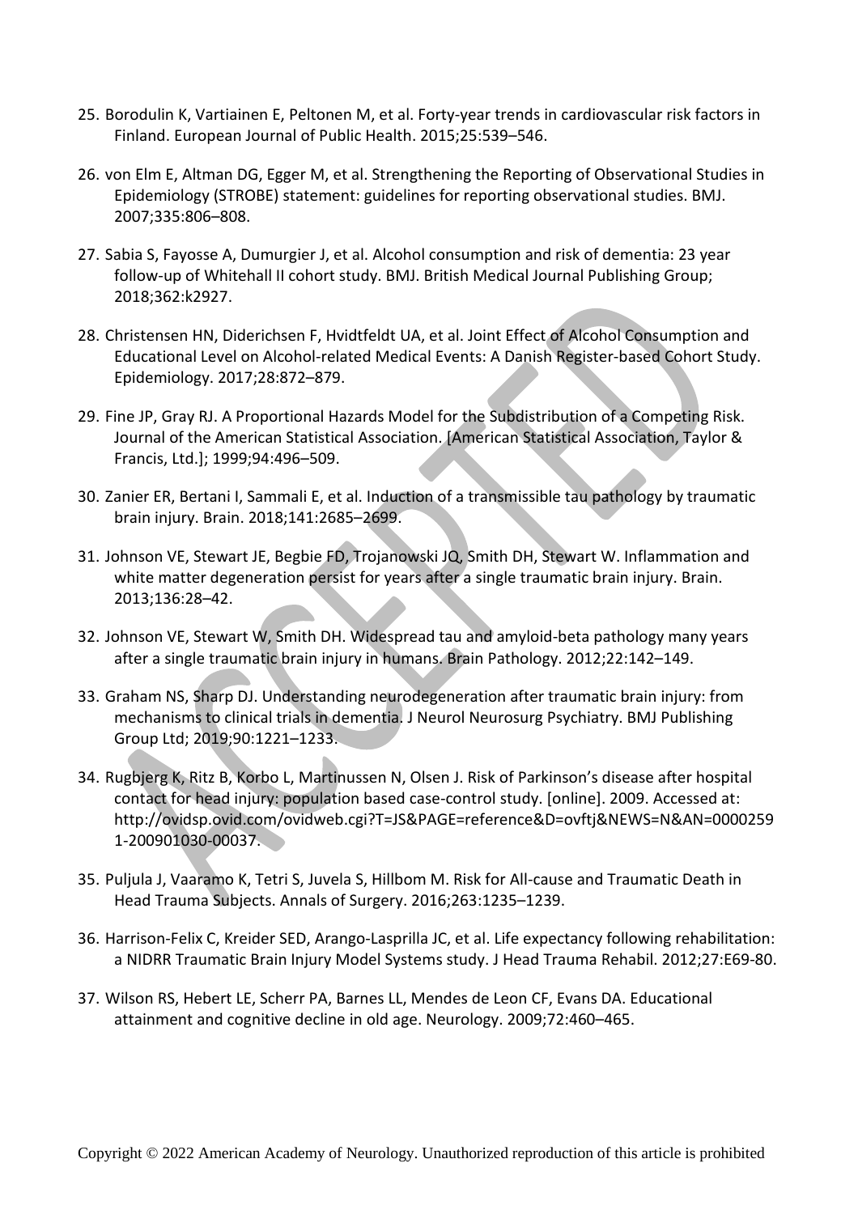25. Borodulin K, Vartiainen E, Peltonen M, et al. Forty-year trends in cardiovascular risk factors in Finland. European Journal of Public Health. 2015;25:539–546.

26. von Elm E, Altman DG, Egger M, et al. Strengthening the Reporting of Observational Studies in Epidemiology (STROBE) statement: guidelines for reporting observational studies. BMJ. 2007;335:806–808.

27. Sabia S, Fayosse A, Dumurgier J, et al. Alcohol consumption and risk of dementia: 23 year follow-up of Whitehall II cohort study. BMJ. British Medical Journal Publishing Group; 2018;362:k2927.

28. Christensen HN, Diderichsen F, Hvidtfeldt UA, et al. Joint Effect of Alcohol Consumption and Educational Level on Alcohol-related Medical Events: A Danish Register-based Cohort Study. Epidemiology. 2017;28:872–879.

29. Fine JP, Gray RJ. A Proportional Hazards Model for the Subdistribution of a Competing Risk. Journal of the American Statistical Association. [American Statistical Association, Taylor & Francis, Ltd.]; 1999;94:496–509.

30. Zanier ER, Bertani I, Sammali E, et al. Induction of a transmissible tau pathology by traumatic brain injury. Brain. 2018;141:2685–2699.

31. Johnson VE, Stewart JE, Begbie FD, Trojanowski JQ, Smith DH, Stewart W. Inflammation and white matter degeneration persist for years after a single traumatic brain injury. Brain. 2013;136:28–42.

32. Johnson VE, Stewart W, Smith DH. Widespread tau and amyloid-beta pathology many years after a single traumatic brain injury in humans. Brain Pathology. 2012;22:142–149.

33. Graham NS, Sharp DJ. Understanding neurodegeneration after traumatic brain injury: from mechanisms to clinical trials in dementia. J Neurol Neurosurg Psychiatry. BMJ Publishing Group Ltd; 2019;90:1221–1233.

34. Rugbjerg K, Ritz B, Korbo L, Martinussen N, Olsen J. Risk of Parkinson's disease after hospital contact for head injury: population based case-control study. [online]. 2009. Accessed at: http://ovidsp.ovid.com/ovidweb.cgi?T=JS&PAGE=reference&D=ovftj&NEWS=N&AN=00002591-200901030-00037.

35. Puljula J, Vaaramo K, Tetri S, Juvela S, Hillbom M. Risk for All-cause and Traumatic Death in Head Trauma Subjects. Annals of Surgery. 2016;263:1235–1239.

36. Harrison-Felix C, Kreider SED, Arango-Lasprilla JC, et al. Life expectancy following rehabilitation: a NIDRR Traumatic Brain Injury Model Systems study. J Head Trauma Rehabil. 2012;27:E69-80.

37. Wilson RS, Hebert LE, Scherr PA, Barnes LL, Mendes de Leon CF, Evans DA. Educational attainment and cognitive decline in old age. Neurology. 2009;72:460–465.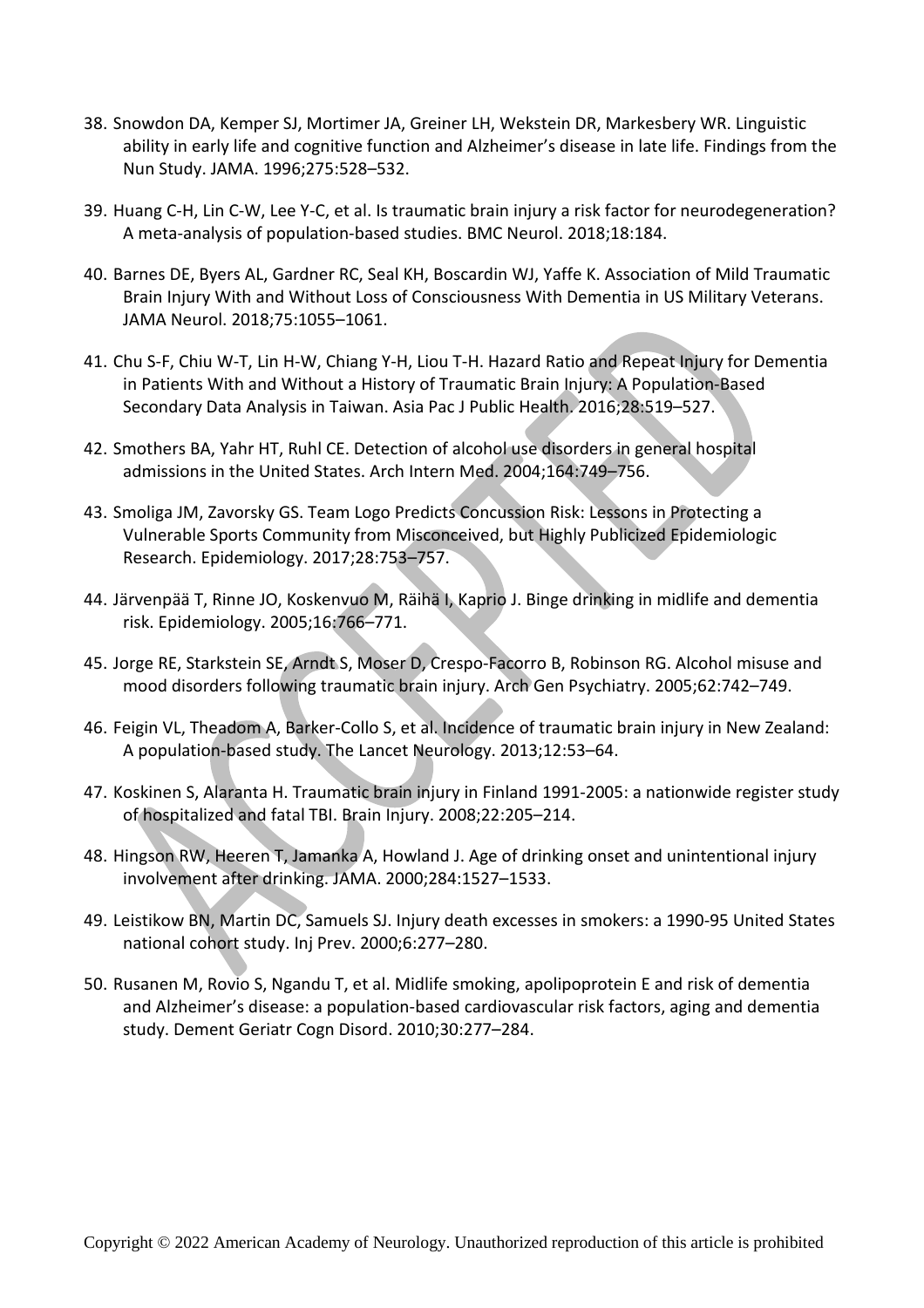38. Snowdon DA, Kemper SJ, Mortimer JA, Greiner LH, Wekstein DR, Markesbery WR. Linguistic ability in early life and cognitive function and Alzheimer's disease in late life. Findings from the Nun Study. JAMA. 1996;275:528–532.

39. Huang C-H, Lin C-W, Lee Y-C, et al. Is traumatic brain injury a risk factor for neurodegeneration? A meta-analysis of population-based studies. BMC Neurol. 2018;18:184.

40. Barnes DE, Byers AL, Gardner RC, Seal KH, Boscardin WJ, Yaffe K. Association of Mild Traumatic Brain Injury With and Without Loss of Consciousness With Dementia in US Military Veterans. JAMA Neurol. 2018;75:1055–1061.

41. Chu S-F, Chiu W-T, Lin H-W, Chiang Y-H, Liou T-H. Hazard Ratio and Repeat Injury for Dementia in Patients With and Without a History of Traumatic Brain Injury: A Population-Based Secondary Data Analysis in Taiwan. Asia Pac J Public Health. 2016;28:519–527.

42. Smothers BA, Yahr HT, Ruhl CE. Detection of alcohol use disorders in general hospital admissions in the United States. Arch Intern Med. 2004;164:749–756.

43. Smoliga JM, Zavorsky GS. Team Logo Predicts Concussion Risk: Lessons in Protecting a Vulnerable Sports Community from Misconceived, but Highly Publicized Epidemiologic Research. Epidemiology. 2017;28:753–757.

44. Järvenpää T, Rinne JO, Koskenvuo M, Räihä I, Kaprio J. Binge drinking in midlife and dementia risk. Epidemiology. 2005;16:766–771.

45. Jorge RE, Starkstein SE, Arndt S, Moser D, Crespo-Facorro B, Robinson RG. Alcohol misuse and mood disorders following traumatic brain injury. Arch Gen Psychiatry. 2005;62:742–749.

46. Feigin VL, Theadom A, Barker-Collo S, et al. Incidence of traumatic brain injury in New Zealand: A population-based study. The Lancet Neurology. 2013;12:53–64.

47. Koskinen S, Alaranta H. Traumatic brain injury in Finland 1991-2005: a nationwide register study of hospitalized and fatal TBI. Brain Injury. 2008;22:205–214.

48. Hingson RW, Heeren T, Jamanka A, Howland J. Age of drinking onset and unintentional injury involvement after drinking. JAMA. 2000;284:1527–1533.

49. Leistikow BN, Martin DC, Samuels SJ. Injury death excesses in smokers: a 1990-95 United States national cohort study. Inj Prev. 2000;6:277–280.

50. Rusanen M, Rovio S, Ngandu T, et al. Midlife smoking, apolipoprotein E and risk of dementia and Alzheimer's disease: a population-based cardiovascular risk factors, aging and dementia study. Dement Geriatr Cogn Disord. 2010;30:277–284.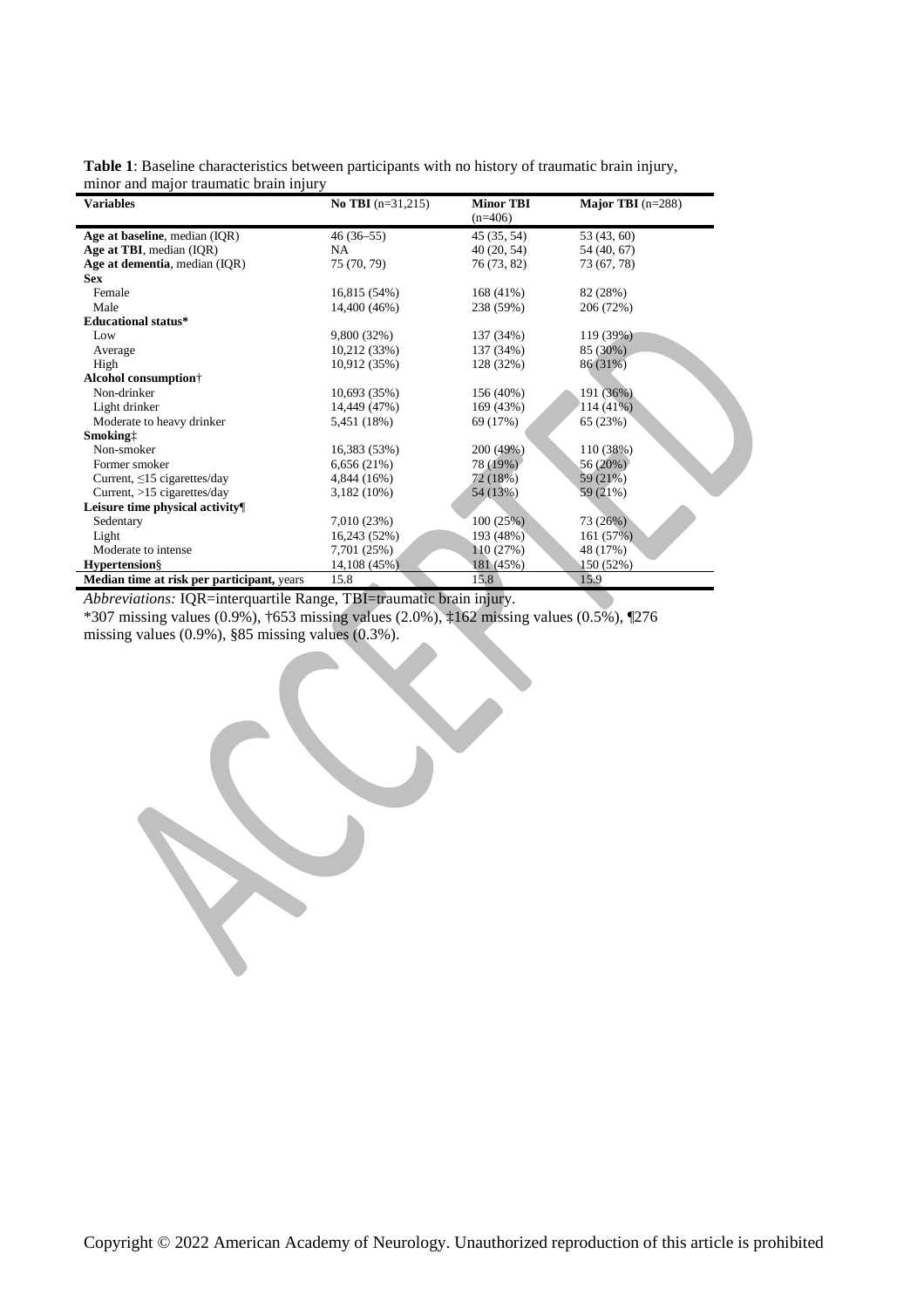**Table 1**: Baseline characteristics between participants with no history of traumatic brain injury, minor and major traumatic brain injury

| Variables | **No TBI** (n=31,215) | **Minor TBI** (n=406) | **Major TBI** (n=288) |
|---|---|---|---|
| **Age at baseline**, median (IQR) | 46 (36–55) | 45 (35, 54) | 53 (43, 60) |
| **Age at TBI**, median (IQR) | NA | 40 (20, 54) | 54 (40, 67) |
| **Age at dementia**, median (IQR) | 75 (70, 79) | 76 (73, 82) | 73 (67, 78) |
| **Sex** | | | |
| Female | 16,815 (54%) | 168 (41%) | 82 (28%) |
| Male | 14,400 (46%) | 238 (59%) | 206 (72%) |
| **Educational status*** | | | |
| Low | 9,800 (32%) | 137 (34%) | 119 (39%) |
| Average | 10,212 (33%) | 137 (34%) | 85 (30%) |
| High | 10,912 (35%) | 128 (32%) | 86 (31%) |
| **Alcohol consumption**† | | | |
| Non-drinker | 10,693 (35%) | 156 (40%) | 191 (36%) |
| Light drinker | 14,449 (47%) | 169 (43%) | 114 (41%) |
| Moderate to heavy drinker | 5,451 (18%) | 69 (17%) | 65 (23%) |
| **Smoking**‡ | | | |
| Non-smoker | 16,383 (53%) | 200 (49%) | 110 (38%) |
| Former smoker | 6,656 (21%) | 78 (19%) | 56 (20%) |
| Current, ≤15 cigarettes/day | 4,844 (16%) | 72 (18%) | 59 (21%) |
| Current, >15 cigarettes/day | 3,182 (10%) | 54 (13%) | 59 (21%) |
| **Leisure time physical activity¶** | | | |
| Sedentary | 7,010 (23%) | 100 (25%) | 73 (26%) |
| Light | 16,243 (52%) | 193 (48%) | 161 (57%) |
| Moderate to intense | 7,701 (25%) | 110 (27%) | 48 (17%) |
| **Hypertension**§ | 14,108 (45%) | 181 (45%) | 150 (52%) |
| **Median time at risk per participant,** years | 15.8 | 15.8 | 15.9 |

*Abbreviations:* IQR=interquartile Range, TBI=traumatic brain injury.

*307 missing values (0.9%), †653 missing values (2.0%), ‡162 missing values (0.5%), ¶276 missing values (0.9%), §85 missing values (0.3%).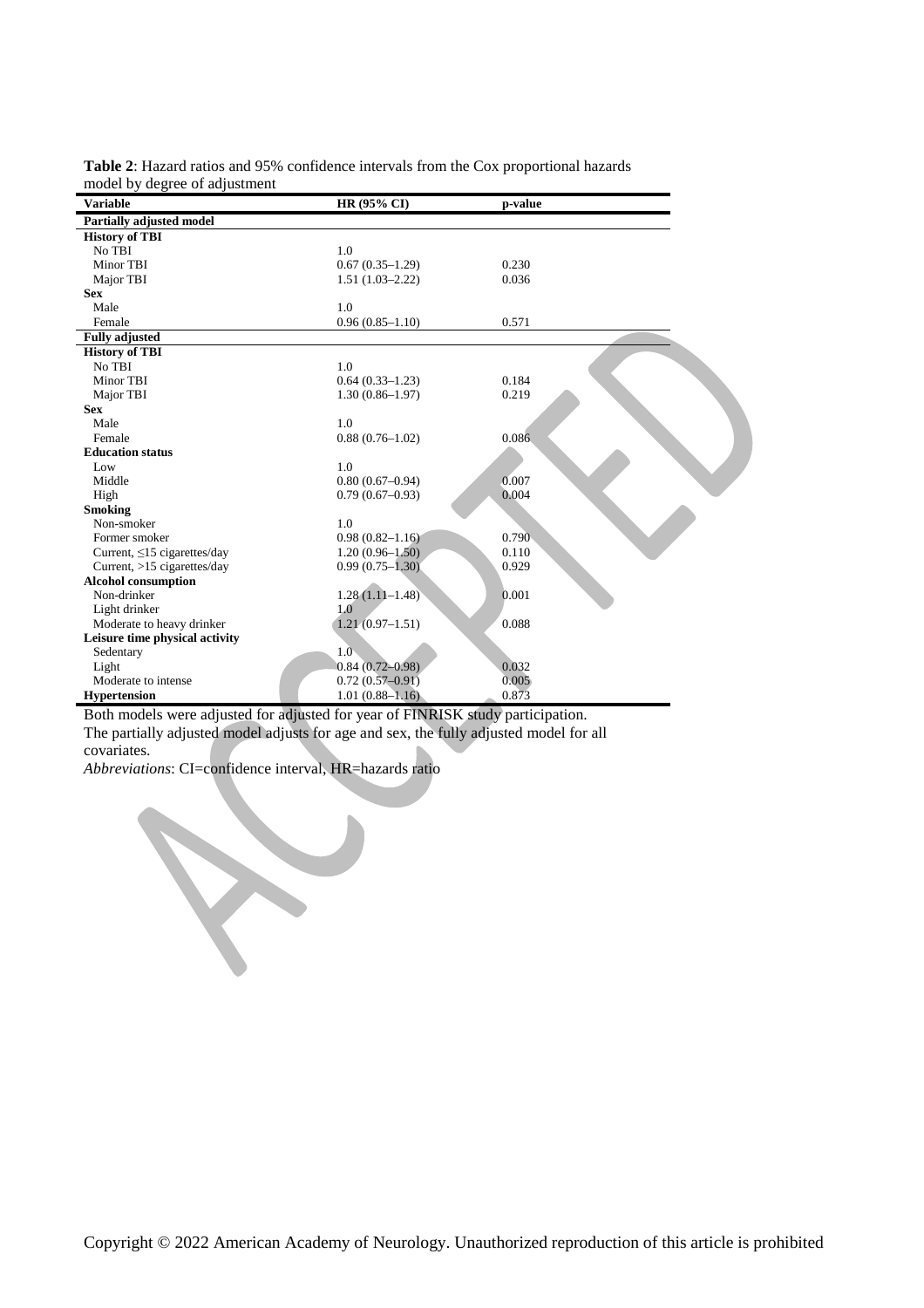**Table 2**: Hazard ratios and 95% confidence intervals from the Cox proportional hazards model by degree of adjustment

| Variable | HR (95% CI) | p-value |
|---|---|---|
| **Partially adjusted model** | | |
| **History of TBI** | | |
| No TBI | 1.0 | |
| Minor TBI | 0.67 (0.35–1.29) | 0.230 |
| Major TBI | 1.51 (1.03–2.22) | 0.036 |
| **Sex** | | |
| Male | 1.0 | |
| Female | 0.96 (0.85–1.10) | 0.571 |
| **Fully adjusted** | | |
| **History of TBI** | | |
| No TBI | 1.0 | |
| Minor TBI | 0.64 (0.33–1.23) | 0.184 |
| Major TBI | 1.30 (0.86–1.97) | 0.219 |
| **Sex** | | |
| Male | 1.0 | |
| Female | 0.88 (0.76–1.02) | 0.086 |
| **Education status** | | |
| Low | 1.0 | |
| Middle | 0.80 (0.67–0.94) | 0.007 |
| High | 0.79 (0.67–0.93) | 0.004 |
| **Smoking** | | |
| Non-smoker | 1.0 | |
| Former smoker | 0.98 (0.82–1.16) | 0.790 |
| Current, ≤15 cigarettes/day | 1.20 (0.96–1.50) | 0.110 |
| Current, >15 cigarettes/day | 0.99 (0.75–1.30) | 0.929 |
| **Alcohol consumption** | | |
| Non-drinker | 1.28 (1.11–1.48) | 0.001 |
| Light drinker | 1.0 | |
| Moderate to heavy drinker | 1.21 (0.97–1.51) | 0.088 |
| **Leisure time physical activity** | | |
| Sedentary | 1.0 | |
| Light | 0.84 (0.72–0.98) | 0.032 |
| Moderate to intense | 0.72 (0.57–0.91) | 0.005 |
| **Hypertension** | 1.01 (0.88–1.16) | 0.873 |

Both models were adjusted for adjusted for year of FINRISK study participation.
The partially adjusted model adjusts for age and sex, the fully adjusted model for all covariates.
*Abbreviations*: CI=confidence interval, HR=hazards ratio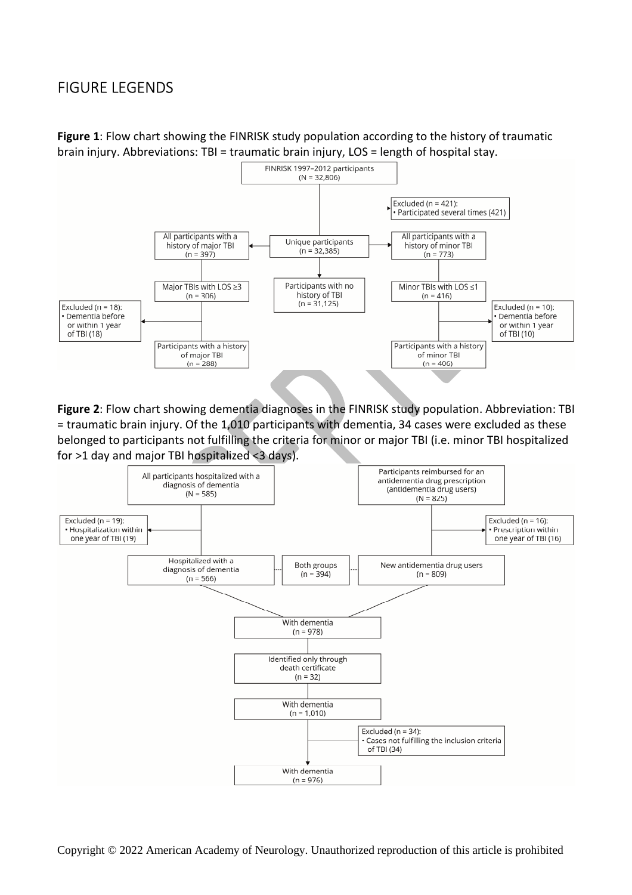# FIGURE LEGENDS

**Figure 1**: Flow chart showing the FINRISK study population according to the history of traumatic brain injury. Abbreviations: TBI = traumatic brain injury, LOS = length of hospital stay.

**Figure 2**: Flow chart showing dementia diagnoses in the FINRISK study population. Abbreviation: TBI = traumatic brain injury. Of the 1,010 participants with dementia, 34 cases were excluded as these belonged to participants not fulfilling the criteria for minor or major TBI (i.e. minor TBI hospitalized for >1 day and major TBI hospitalized <3 days).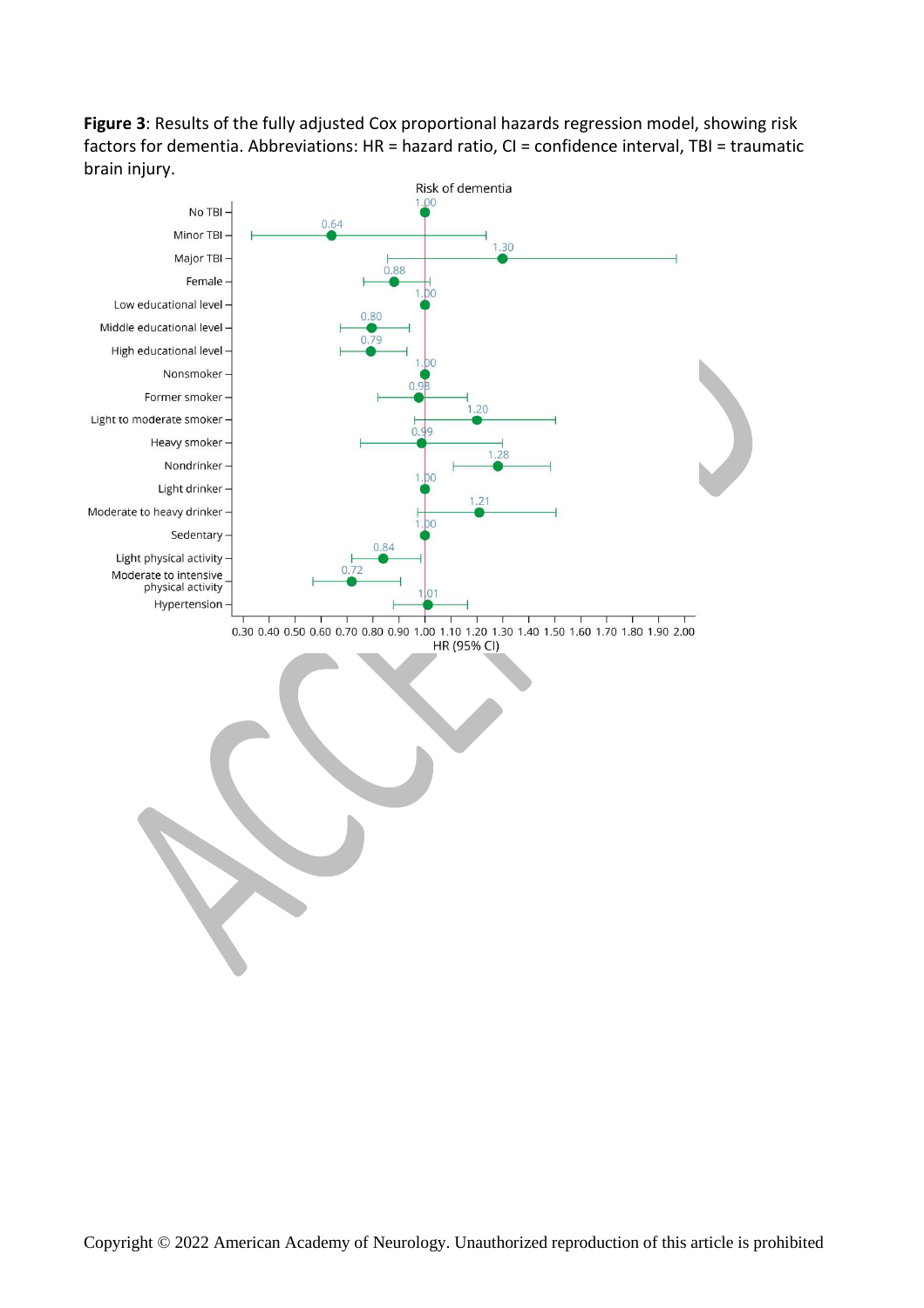**Figure 3**: Results of the fully adjusted Cox proportional hazards regression model, showing risk factors for dementia. Abbreviations: HR = hazard ratio, CI = confidence interval, TBI = traumatic brain injury.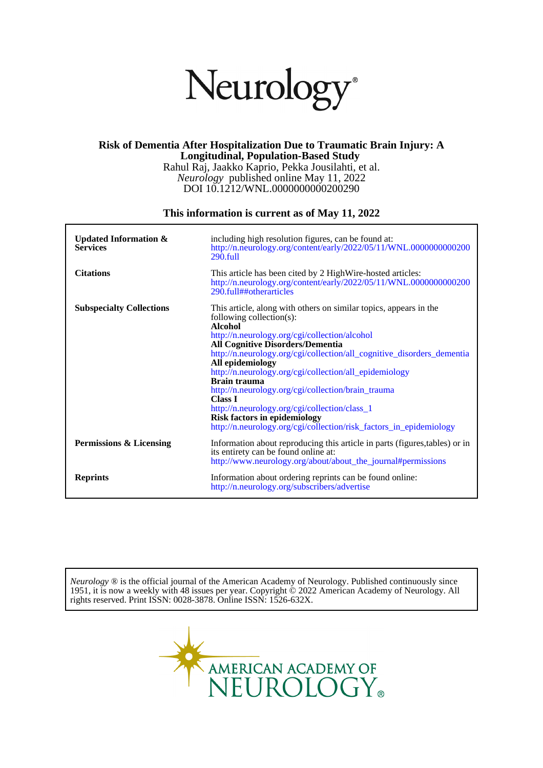# Neurology®

**Risk of Dementia After Hospitalization Due to Traumatic Brain Injury: A Longitudinal, Population-Based Study**

Rahul Raj, Jaakko Kaprio, Pekka Jousilahti, et al.

*Neurology* published online May 11, 2022

DOI 10.1212/WNL.0000000000200290

**This information is current as of May 11, 2022**

| | |
|---|---|
| **Updated Information & Services** | including high resolution figures, can be found at: http://n.neurology.org/content/early/2022/05/11/WNL.0000000000200290.full |
| **Citations** | This article has been cited by 2 HighWire-hosted articles: http://n.neurology.org/content/early/2022/05/11/WNL.0000000000200290.full##otherarticles |
| **Subspecialty Collections** | This article, along with others on similar topics, appears in the following collection(s): **Alcohol** http://n.neurology.org/cgi/collection/alcohol **All Cognitive Disorders/Dementia** http://n.neurology.org/cgi/collection/all_cognitive_disorders_dementia **All epidemiology** http://n.neurology.org/cgi/collection/all_epidemiology **Brain trauma** http://n.neurology.org/cgi/collection/brain_trauma **Class I** http://n.neurology.org/cgi/collection/class_1 **Risk factors in epidemiology** http://n.neurology.org/cgi/collection/risk_factors_in_epidemiology |
| **Permissions & Licensing** | Information about reproducing this article in parts (figures,tables) or in its entirety can be found online at: http://www.neurology.org/about/about_the_journal#permissions |
| **Reprints** | Information about ordering reprints can be found online: http://n.neurology.org/subscribers/advertise |

*Neurology* ® is the official journal of the American Academy of Neurology. Published continuously since 1951, it is now a weekly with 48 issues per year. Copyright © 2022 American Academy of Neurology. All rights reserved. Print ISSN: 0028-3878. Online ISSN: 1526-632X.

AMERICAN ACADEMY OF NEUROLOGY®